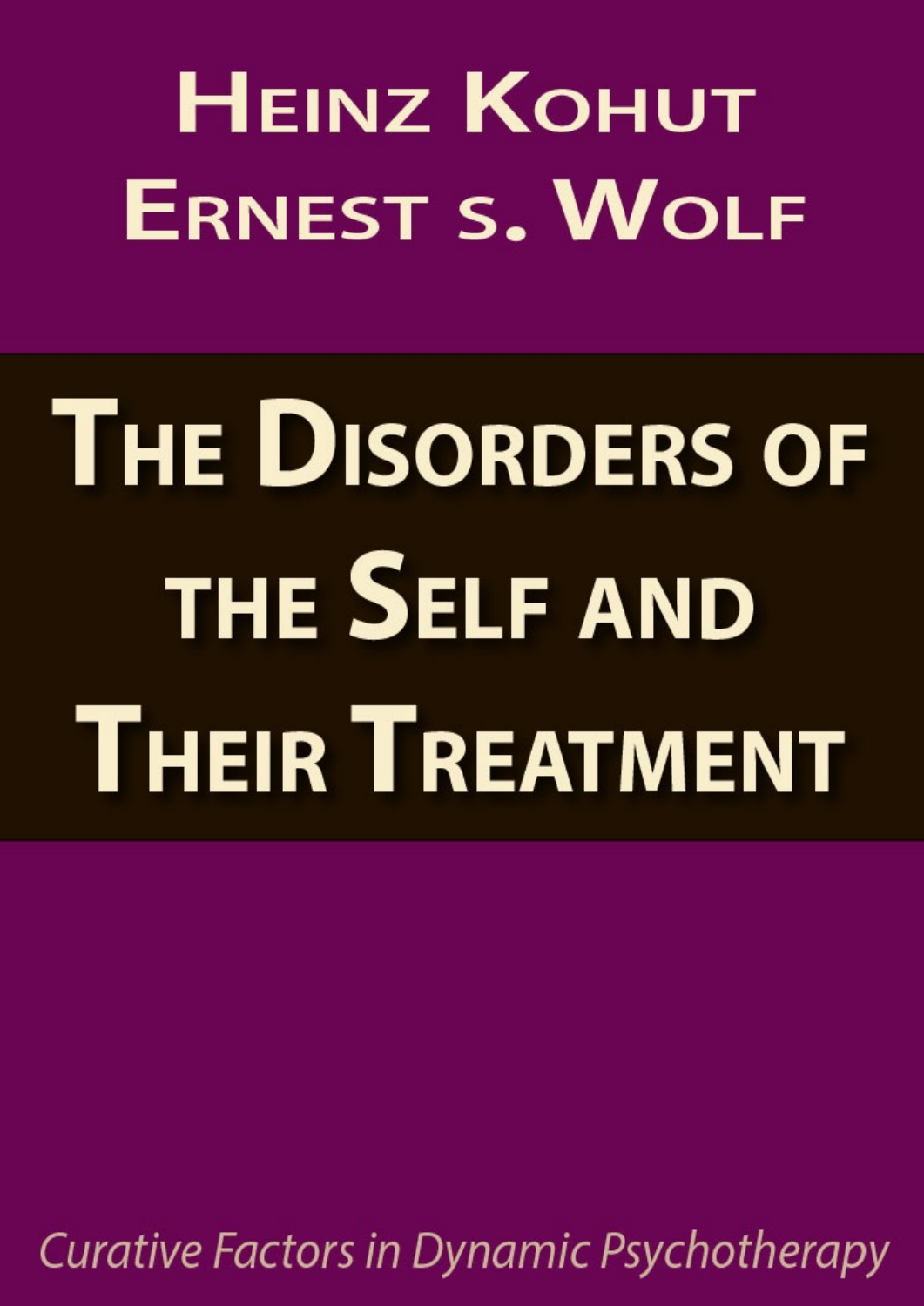Heinz Kohut
Ernest s. Wolf

# The Disorders of the Self and Their Treatment

*Curative Factors in Dynamic Psychotherapy*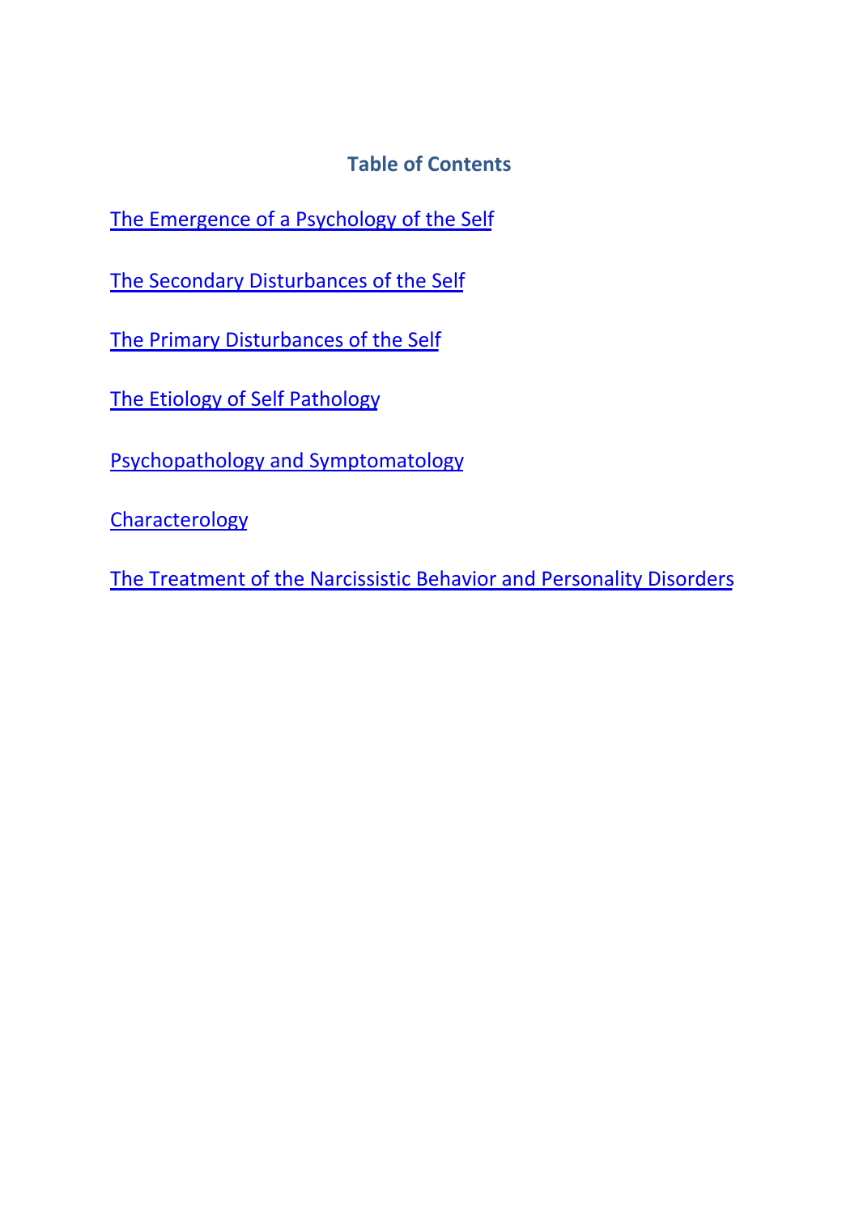## Table of Contents

The Emergence of a Psychology of the Self

The Secondary Disturbances of the Self

The Primary Disturbances of the Self

The Etiology of Self Pathology

Psychopathology and Symptomatology

Characterology

The Treatment of the Narcissistic Behavior and Personality Disorders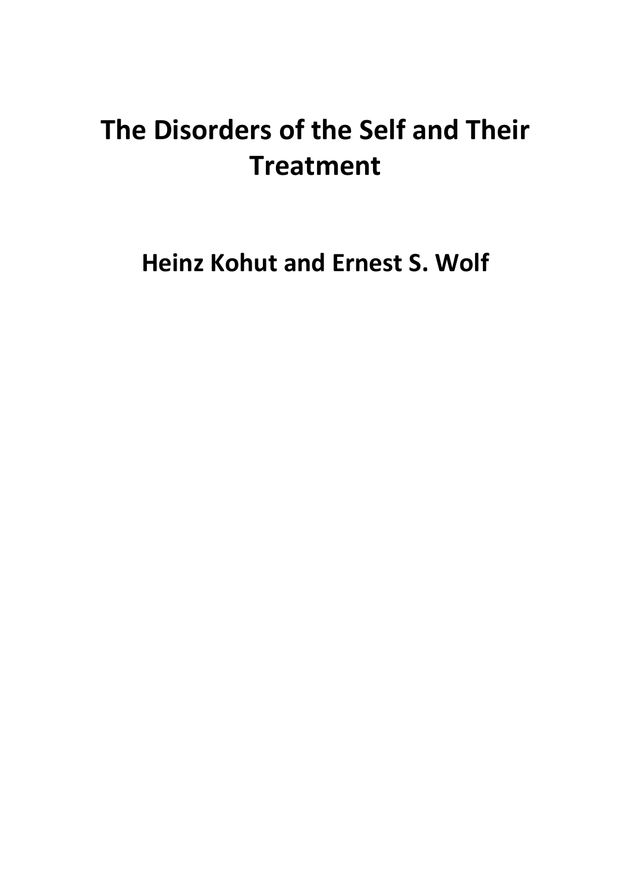# The Disorders of the Self and Their Treatment

## Heinz Kohut and Ernest S. Wolf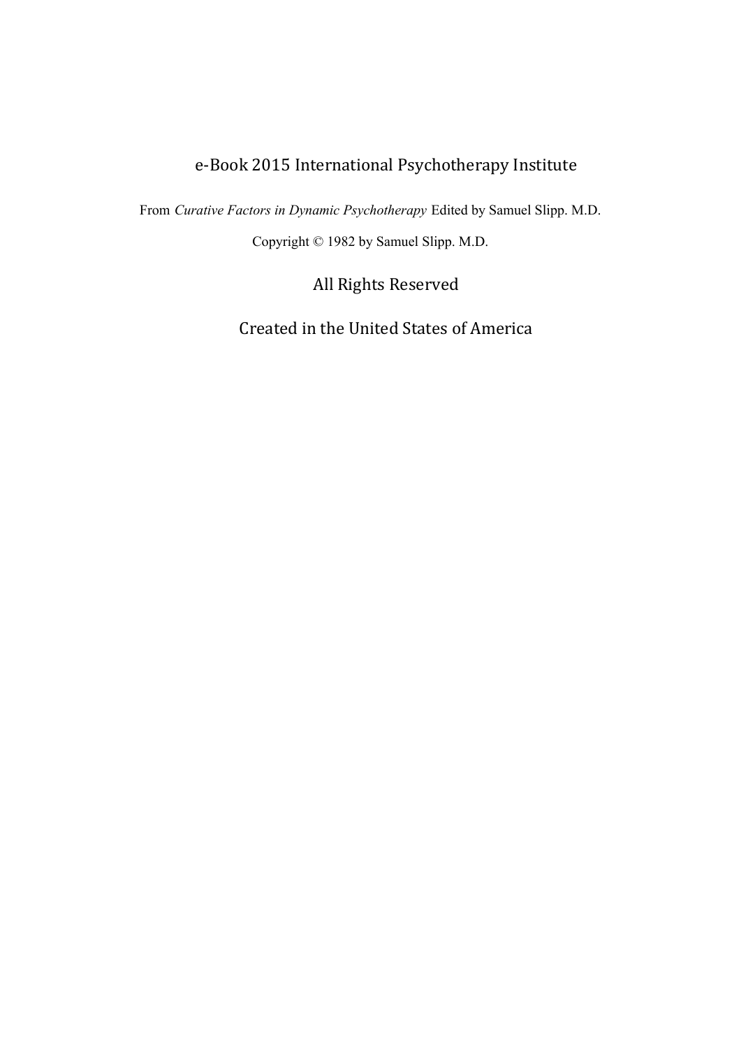e-Book 2015 International Psychotherapy Institute

From *Curative Factors in Dynamic Psychotherapy* Edited by Samuel Slipp. M.D.

Copyright © 1982 by Samuel Slipp. M.D.

All Rights Reserved

Created in the United States of America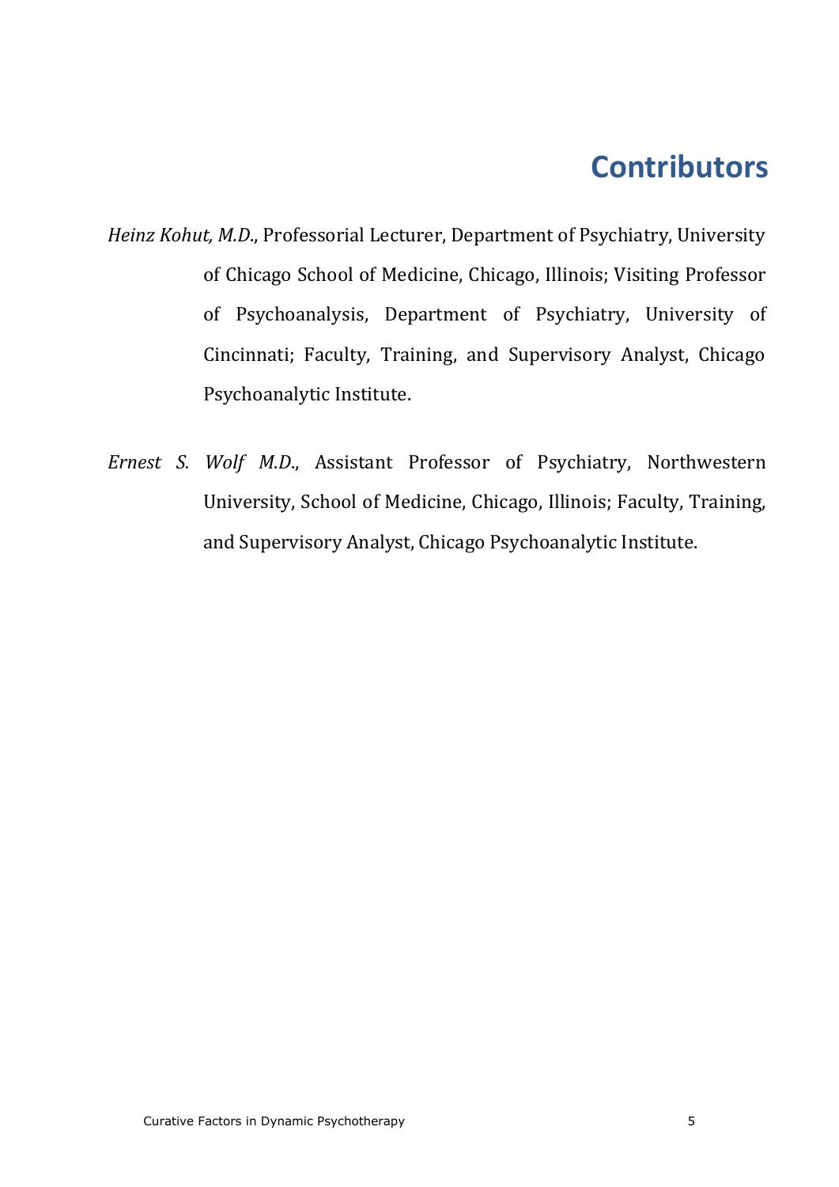# Contributors

*Heinz Kohut, M.D.*, Professorial Lecturer, Department of Psychiatry, University of Chicago School of Medicine, Chicago, Illinois; Visiting Professor of Psychoanalysis, Department of Psychiatry, University of Cincinnati; Faculty, Training, and Supervisory Analyst, Chicago Psychoanalytic Institute.

*Ernest S. Wolf M.D.*, Assistant Professor of Psychiatry, Northwestern University, School of Medicine, Chicago, Illinois; Faculty, Training, and Supervisory Analyst, Chicago Psychoanalytic Institute.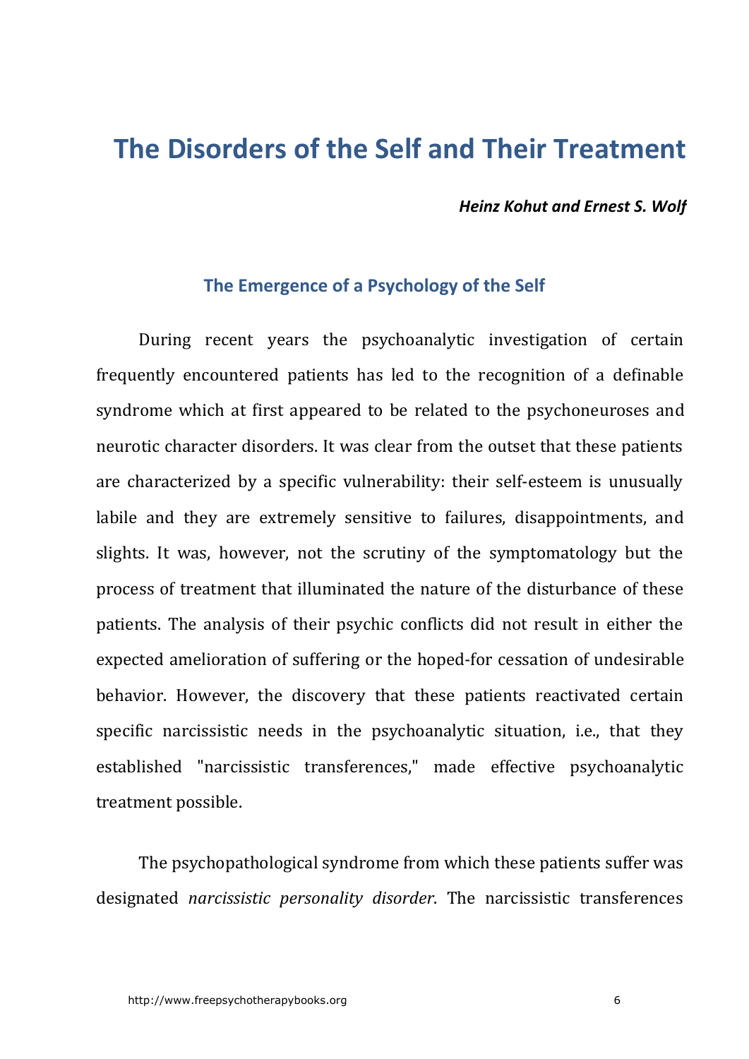# The Disorders of the Self and Their Treatment

***Heinz Kohut and Ernest S. Wolf***

## The Emergence of a Psychology of the Self

During recent years the psychoanalytic investigation of certain frequently encountered patients has led to the recognition of a definable syndrome which at first appeared to be related to the psychoneuroses and neurotic character disorders. It was clear from the outset that these patients are characterized by a specific vulnerability: their self-esteem is unusually labile and they are extremely sensitive to failures, disappointments, and slights. It was, however, not the scrutiny of the symptomatology but the process of treatment that illuminated the nature of the disturbance of these patients. The analysis of their psychic conflicts did not result in either the expected amelioration of suffering or the hoped-for cessation of undesirable behavior. However, the discovery that these patients reactivated certain specific narcissistic needs in the psychoanalytic situation, i.e., that they established "narcissistic transferences," made effective psychoanalytic treatment possible.

The psychopathological syndrome from which these patients suffer was designated *narcissistic personality disorder*. The narcissistic transferences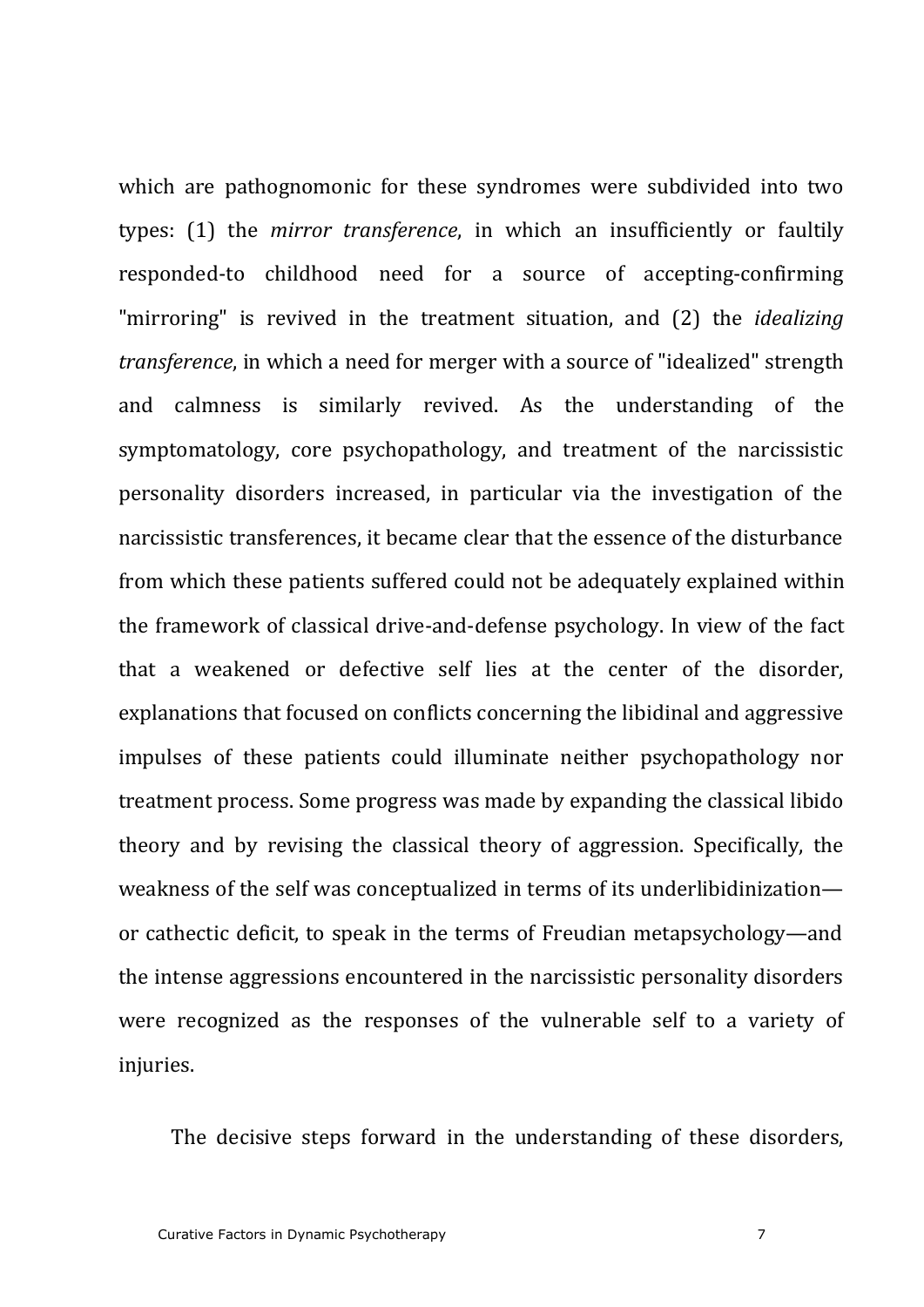which are pathognomonic for these syndromes were subdivided into two types: (1) the *mirror transference*, in which an insufficiently or faultily responded-to childhood need for a source of accepting-confirming "mirroring" is revived in the treatment situation, and (2) the *idealizing transference*, in which a need for merger with a source of "idealized" strength and calmness is similarly revived. As the understanding of the symptomatology, core psychopathology, and treatment of the narcissistic personality disorders increased, in particular via the investigation of the narcissistic transferences, it became clear that the essence of the disturbance from which these patients suffered could not be adequately explained within the framework of classical drive-and-defense psychology. In view of the fact that a weakened or defective self lies at the center of the disorder, explanations that focused on conflicts concerning the libidinal and aggressive impulses of these patients could illuminate neither psychopathology nor treatment process. Some progress was made by expanding the classical libido theory and by revising the classical theory of aggression. Specifically, the weakness of the self was conceptualized in terms of its underlibidinization—or cathectic deficit, to speak in the terms of Freudian metapsychology—and the intense aggressions encountered in the narcissistic personality disorders were recognized as the responses of the vulnerable self to a variety of injuries.

The decisive steps forward in the understanding of these disorders,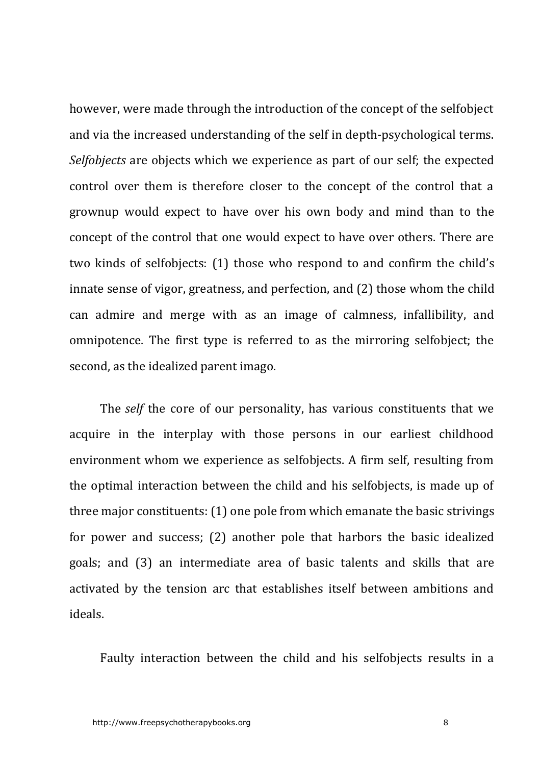however, were made through the introduction of the concept of the selfobject and via the increased understanding of the self in depth-psychological terms. *Selfobjects* are objects which we experience as part of our self; the expected control over them is therefore closer to the concept of the control that a grownup would expect to have over his own body and mind than to the concept of the control that one would expect to have over others. There are two kinds of selfobjects: (1) those who respond to and confirm the child's innate sense of vigor, greatness, and perfection, and (2) those whom the child can admire and merge with as an image of calmness, infallibility, and omnipotence. The first type is referred to as the mirroring selfobject; the second, as the idealized parent imago.

The *self* the core of our personality, has various constituents that we acquire in the interplay with those persons in our earliest childhood environment whom we experience as selfobjects. A firm self, resulting from the optimal interaction between the child and his selfobjects, is made up of three major constituents: (1) one pole from which emanate the basic strivings for power and success; (2) another pole that harbors the basic idealized goals; and (3) an intermediate area of basic talents and skills that are activated by the tension arc that establishes itself between ambitions and ideals.

Faulty interaction between the child and his selfobjects results in a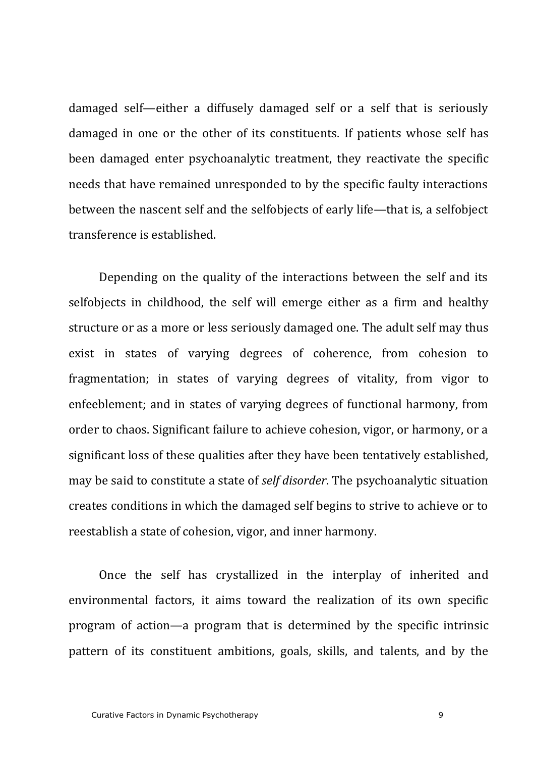damaged self—either a diffusely damaged self or a self that is seriously damaged in one or the other of its constituents. If patients whose self has been damaged enter psychoanalytic treatment, they reactivate the specific needs that have remained unresponded to by the specific faulty interactions between the nascent self and the selfobjects of early life—that is, a selfobject transference is established.

Depending on the quality of the interactions between the self and its selfobjects in childhood, the self will emerge either as a firm and healthy structure or as a more or less seriously damaged one. The adult self may thus exist in states of varying degrees of coherence, from cohesion to fragmentation; in states of varying degrees of vitality, from vigor to enfeeblement; and in states of varying degrees of functional harmony, from order to chaos. Significant failure to achieve cohesion, vigor, or harmony, or a significant loss of these qualities after they have been tentatively established, may be said to constitute a state of *self disorder*. The psychoanalytic situation creates conditions in which the damaged self begins to strive to achieve or to reestablish a state of cohesion, vigor, and inner harmony.

Once the self has crystallized in the interplay of inherited and environmental factors, it aims toward the realization of its own specific program of action—a program that is determined by the specific intrinsic pattern of its constituent ambitions, goals, skills, and talents, and by the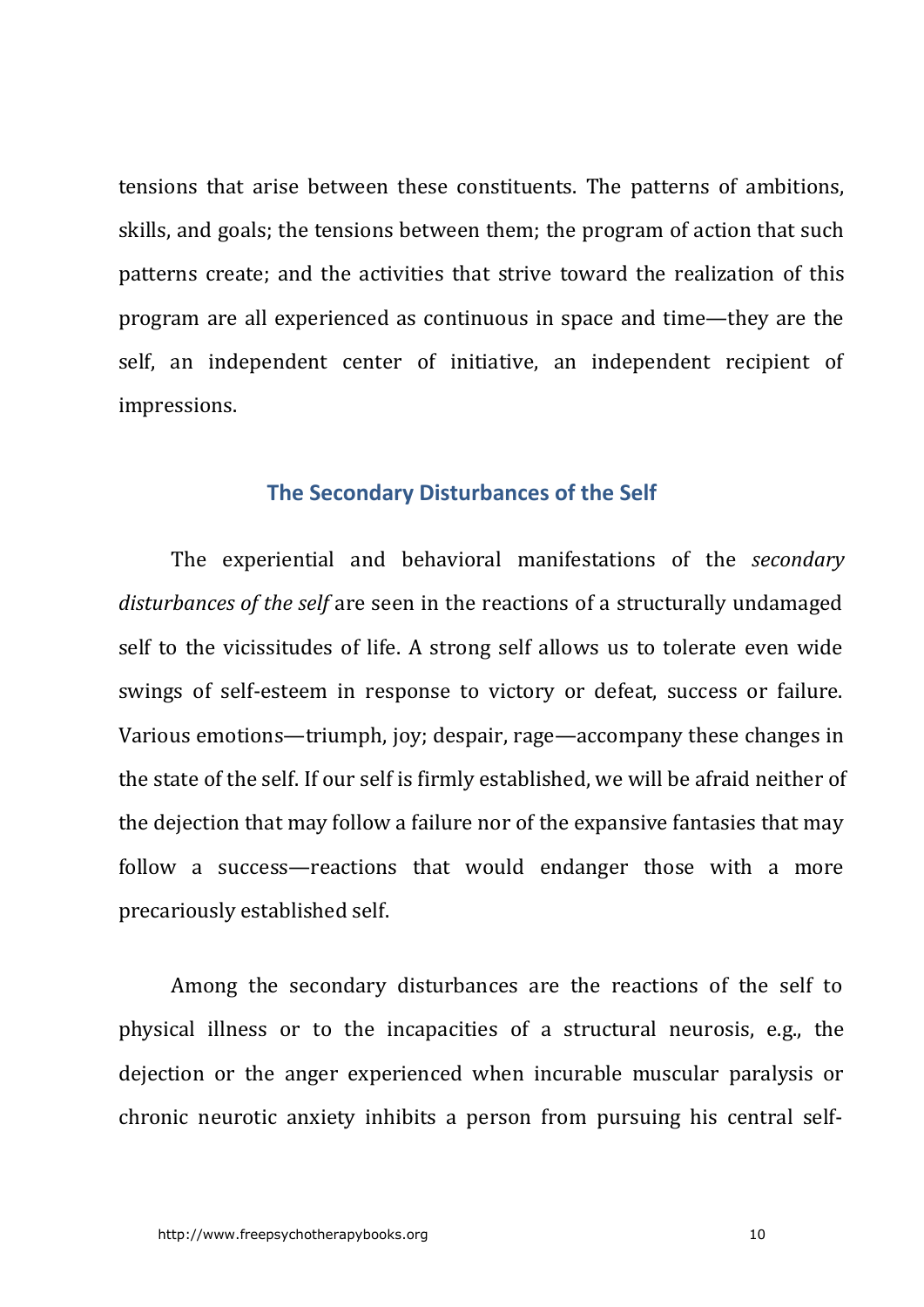tensions that arise between these constituents. The patterns of ambitions, skills, and goals; the tensions between them; the program of action that such patterns create; and the activities that strive toward the realization of this program are all experienced as continuous in space and time—they are the self, an independent center of initiative, an independent recipient of impressions.

## The Secondary Disturbances of the Self

The experiential and behavioral manifestations of the *secondary disturbances of the self* are seen in the reactions of a structurally undamaged self to the vicissitudes of life. A strong self allows us to tolerate even wide swings of self-esteem in response to victory or defeat, success or failure. Various emotions—triumph, joy; despair, rage—accompany these changes in the state of the self. If our self is firmly established, we will be afraid neither of the dejection that may follow a failure nor of the expansive fantasies that may follow a success—reactions that would endanger those with a more precariously established self.

Among the secondary disturbances are the reactions of the self to physical illness or to the incapacities of a structural neurosis, e.g., the dejection or the anger experienced when incurable muscular paralysis or chronic neurotic anxiety inhibits a person from pursuing his central self-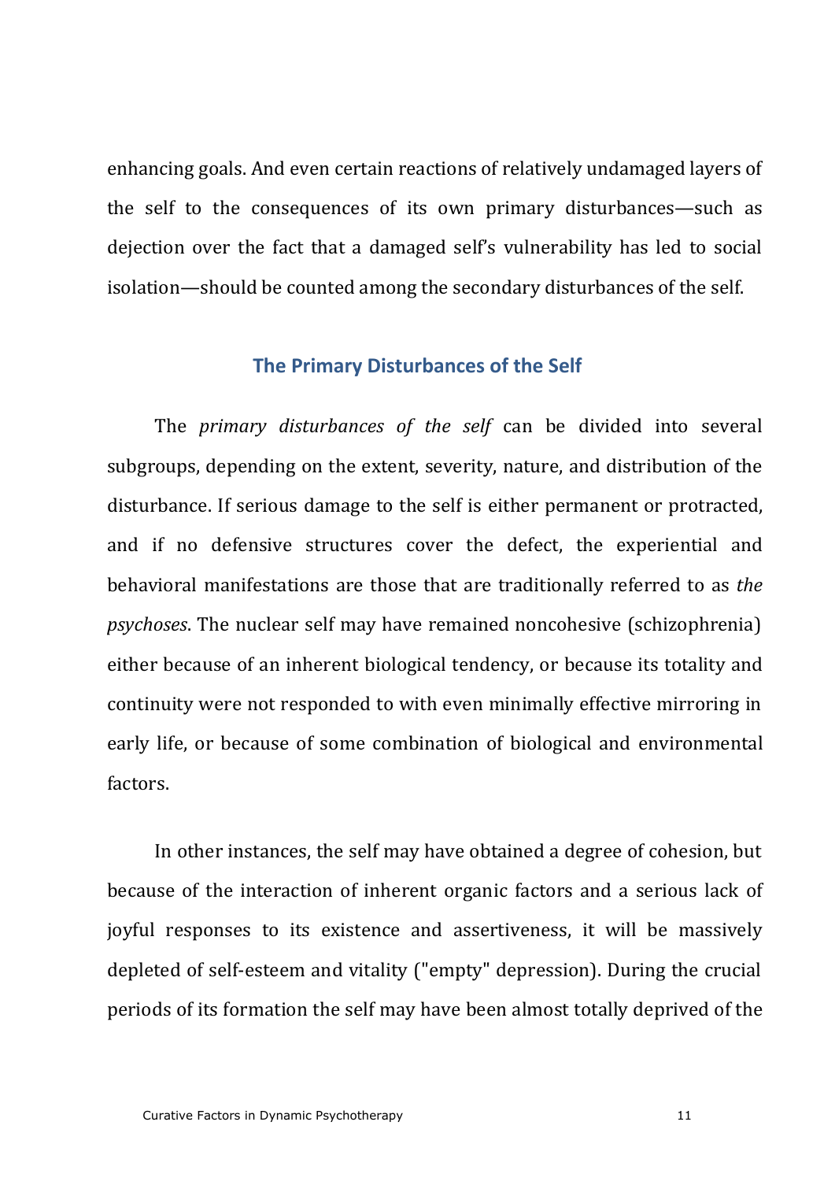enhancing goals. And even certain reactions of relatively undamaged layers of the self to the consequences of its own primary disturbances—such as dejection over the fact that a damaged self's vulnerability has led to social isolation—should be counted among the secondary disturbances of the self.

## The Primary Disturbances of the Self

The *primary disturbances of the self* can be divided into several subgroups, depending on the extent, severity, nature, and distribution of the disturbance. If serious damage to the self is either permanent or protracted, and if no defensive structures cover the defect, the experiential and behavioral manifestations are those that are traditionally referred to as *the psychoses*. The nuclear self may have remained noncohesive (schizophrenia) either because of an inherent biological tendency, or because its totality and continuity were not responded to with even minimally effective mirroring in early life, or because of some combination of biological and environmental factors.

In other instances, the self may have obtained a degree of cohesion, but because of the interaction of inherent organic factors and a serious lack of joyful responses to its existence and assertiveness, it will be massively depleted of self-esteem and vitality ("empty" depression). During the crucial periods of its formation the self may have been almost totally deprived of the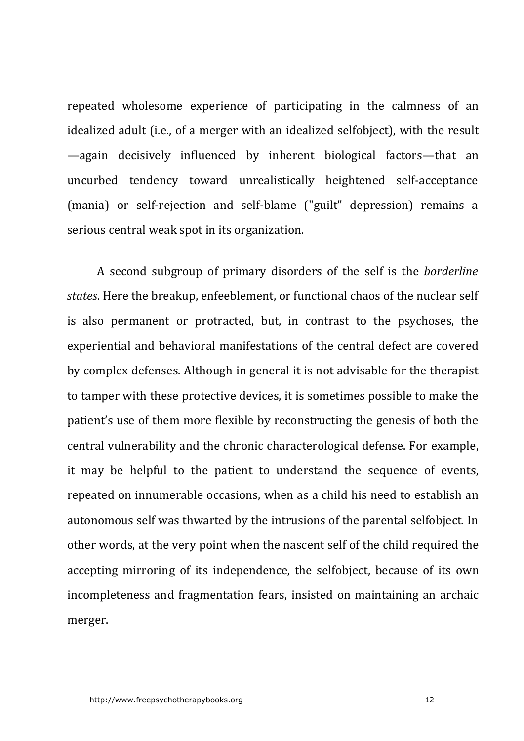repeated wholesome experience of participating in the calmness of an idealized adult (i.e., of a merger with an idealized selfobject), with the result—again decisively influenced by inherent biological factors—that an uncurbed tendency toward unrealistically heightened self-acceptance (mania) or self-rejection and self-blame ("guilt" depression) remains a serious central weak spot in its organization.

A second subgroup of primary disorders of the self is the *borderline states*. Here the breakup, enfeeblement, or functional chaos of the nuclear self is also permanent or protracted, but, in contrast to the psychoses, the experiential and behavioral manifestations of the central defect are covered by complex defenses. Although in general it is not advisable for the therapist to tamper with these protective devices, it is sometimes possible to make the patient's use of them more flexible by reconstructing the genesis of both the central vulnerability and the chronic characterological defense. For example, it may be helpful to the patient to understand the sequence of events, repeated on innumerable occasions, when as a child his need to establish an autonomous self was thwarted by the intrusions of the parental selfobject. In other words, at the very point when the nascent self of the child required the accepting mirroring of its independence, the selfobject, because of its own incompleteness and fragmentation fears, insisted on maintaining an archaic merger.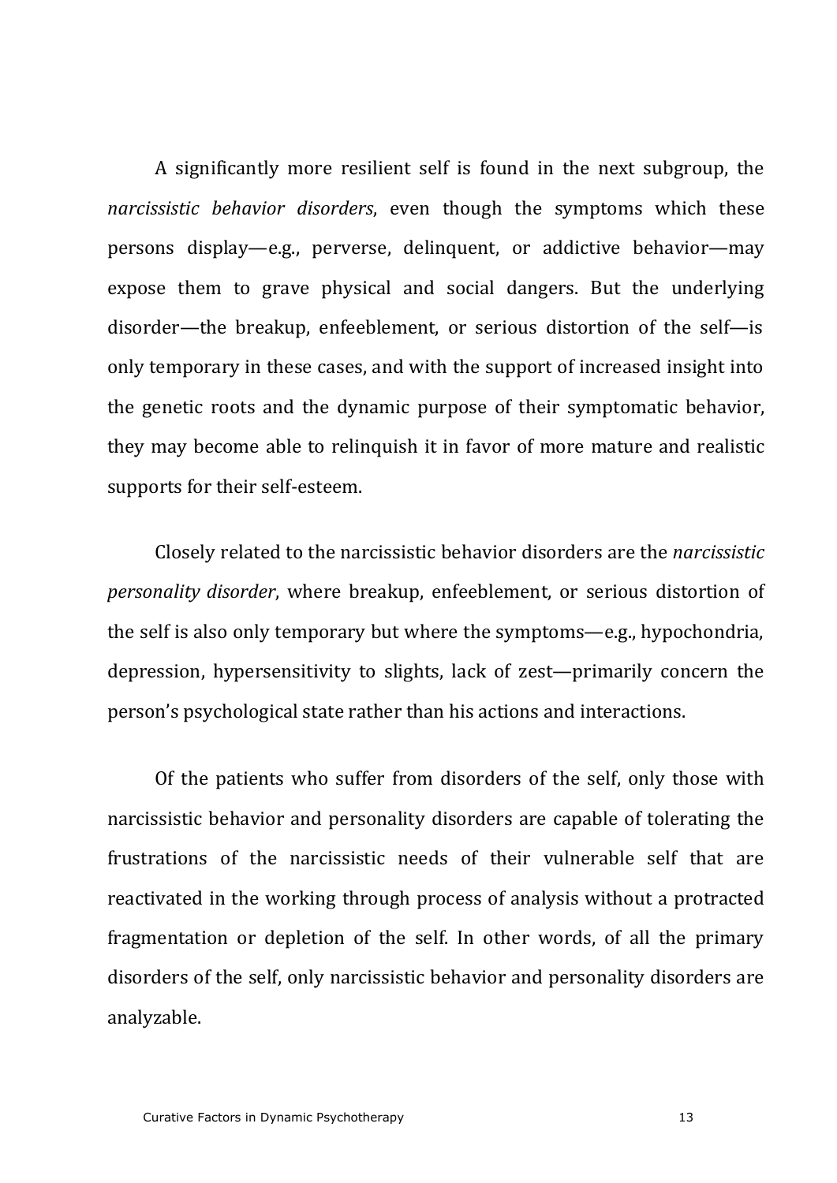A significantly more resilient self is found in the next subgroup, the *narcissistic behavior disorders*, even though the symptoms which these persons display—e.g., perverse, delinquent, or addictive behavior—may expose them to grave physical and social dangers. But the underlying disorder—the breakup, enfeeblement, or serious distortion of the self—is only temporary in these cases, and with the support of increased insight into the genetic roots and the dynamic purpose of their symptomatic behavior, they may become able to relinquish it in favor of more mature and realistic supports for their self-esteem.

Closely related to the narcissistic behavior disorders are the *narcissistic personality disorder*, where breakup, enfeeblement, or serious distortion of the self is also only temporary but where the symptoms—e.g., hypochondria, depression, hypersensitivity to slights, lack of zest—primarily concern the person's psychological state rather than his actions and interactions.

Of the patients who suffer from disorders of the self, only those with narcissistic behavior and personality disorders are capable of tolerating the frustrations of the narcissistic needs of their vulnerable self that are reactivated in the working through process of analysis without a protracted fragmentation or depletion of the self. In other words, of all the primary disorders of the self, only narcissistic behavior and personality disorders are analyzable.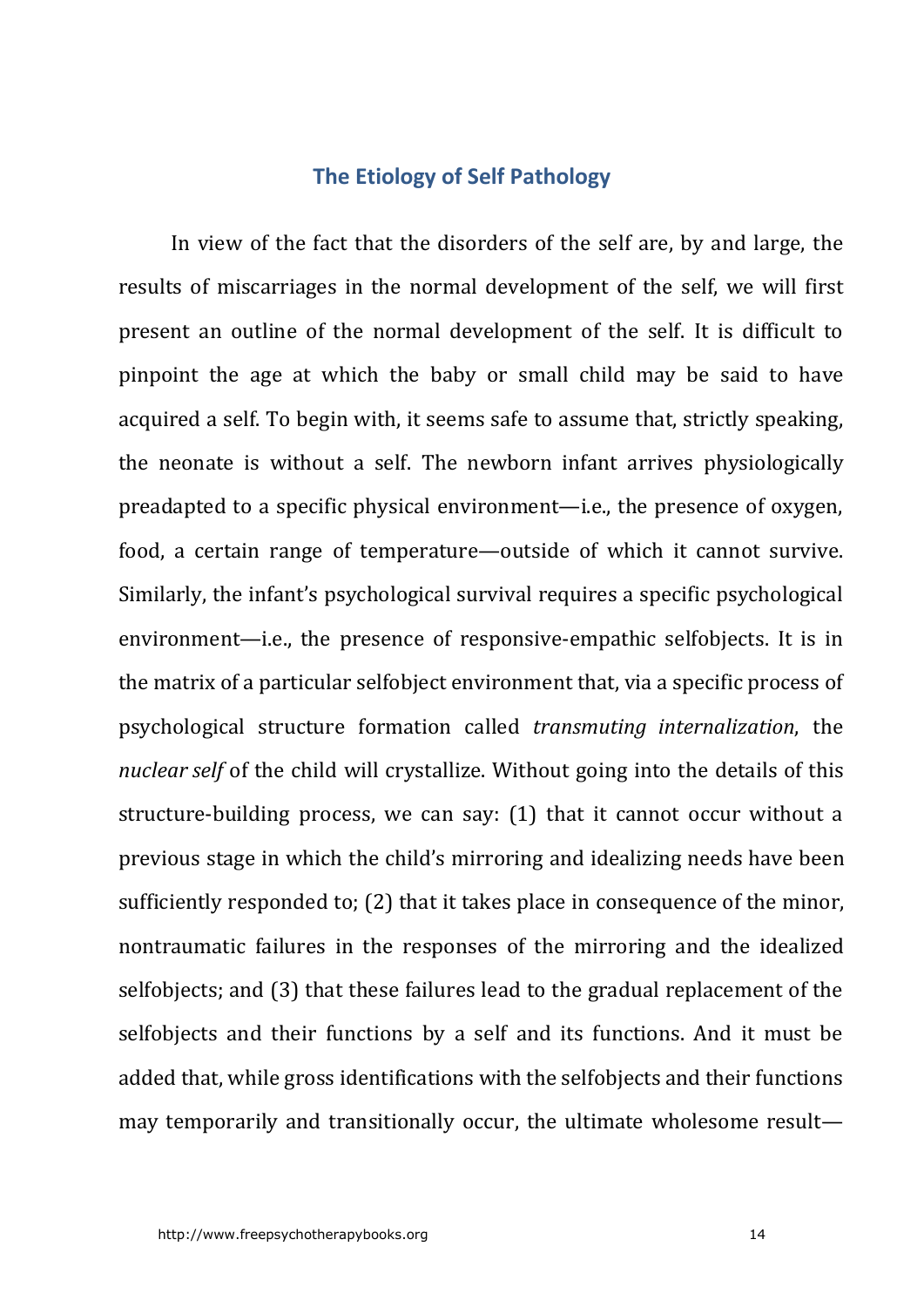## The Etiology of Self Pathology

In view of the fact that the disorders of the self are, by and large, the results of miscarriages in the normal development of the self, we will first present an outline of the normal development of the self. It is difficult to pinpoint the age at which the baby or small child may be said to have acquired a self. To begin with, it seems safe to assume that, strictly speaking, the neonate is without a self. The newborn infant arrives physiologically preadapted to a specific physical environment—i.e., the presence of oxygen, food, a certain range of temperature—outside of which it cannot survive. Similarly, the infant's psychological survival requires a specific psychological environment—i.e., the presence of responsive-empathic selfobjects. It is in the matrix of a particular selfobject environment that, via a specific process of psychological structure formation called *transmuting internalization*, the *nuclear self* of the child will crystallize. Without going into the details of this structure-building process, we can say: (1) that it cannot occur without a previous stage in which the child's mirroring and idealizing needs have been sufficiently responded to; (2) that it takes place in consequence of the minor, nontraumatic failures in the responses of the mirroring and the idealized selfobjects; and (3) that these failures lead to the gradual replacement of the selfobjects and their functions by a self and its functions. And it must be added that, while gross identifications with the selfobjects and their functions may temporarily and transitionally occur, the ultimate wholesome result—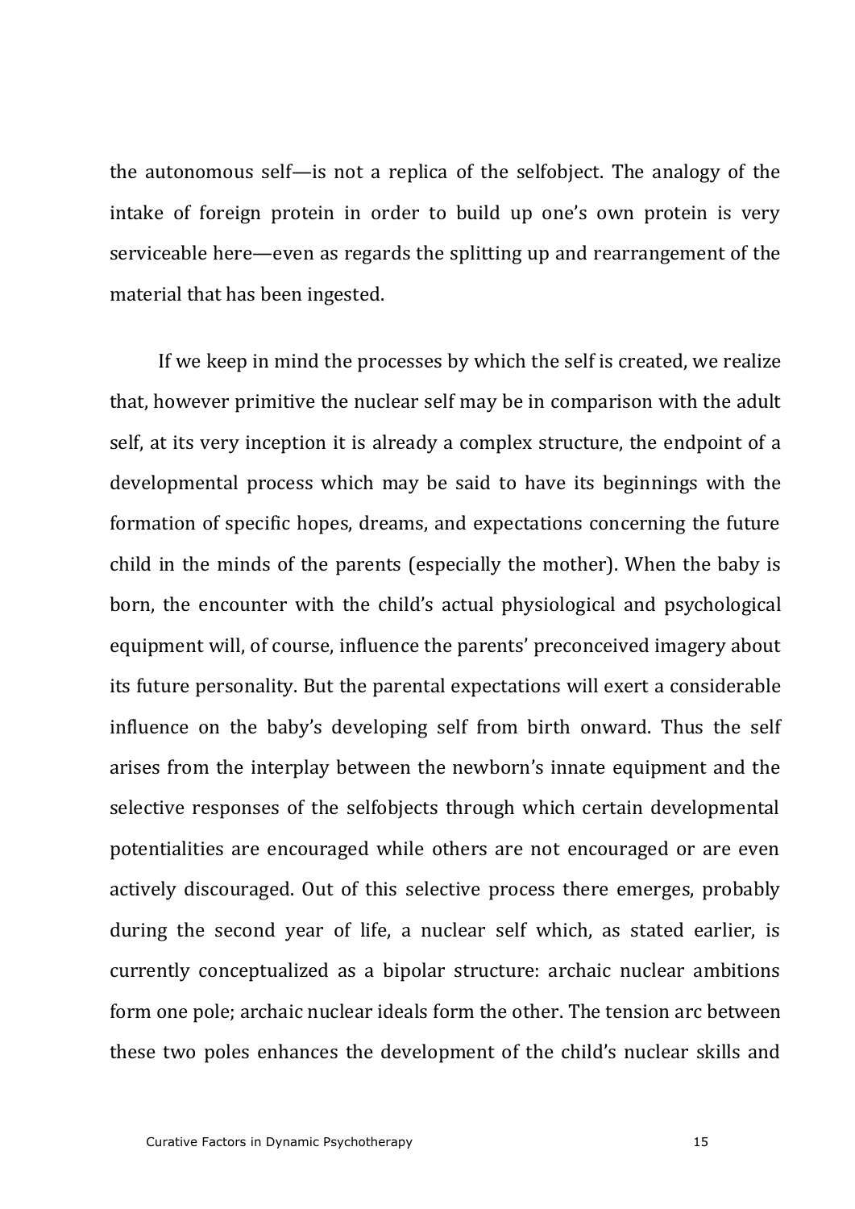the autonomous self—is not a replica of the selfobject. The analogy of the intake of foreign protein in order to build up one's own protein is very serviceable here—even as regards the splitting up and rearrangement of the material that has been ingested.

If we keep in mind the processes by which the self is created, we realize that, however primitive the nuclear self may be in comparison with the adult self, at its very inception it is already a complex structure, the endpoint of a developmental process which may be said to have its beginnings with the formation of specific hopes, dreams, and expectations concerning the future child in the minds of the parents (especially the mother). When the baby is born, the encounter with the child's actual physiological and psychological equipment will, of course, influence the parents' preconceived imagery about its future personality. But the parental expectations will exert a considerable influence on the baby's developing self from birth onward. Thus the self arises from the interplay between the newborn's innate equipment and the selective responses of the selfobjects through which certain developmental potentialities are encouraged while others are not encouraged or are even actively discouraged. Out of this selective process there emerges, probably during the second year of life, a nuclear self which, as stated earlier, is currently conceptualized as a bipolar structure: archaic nuclear ambitions form one pole; archaic nuclear ideals form the other. The tension arc between these two poles enhances the development of the child's nuclear skills and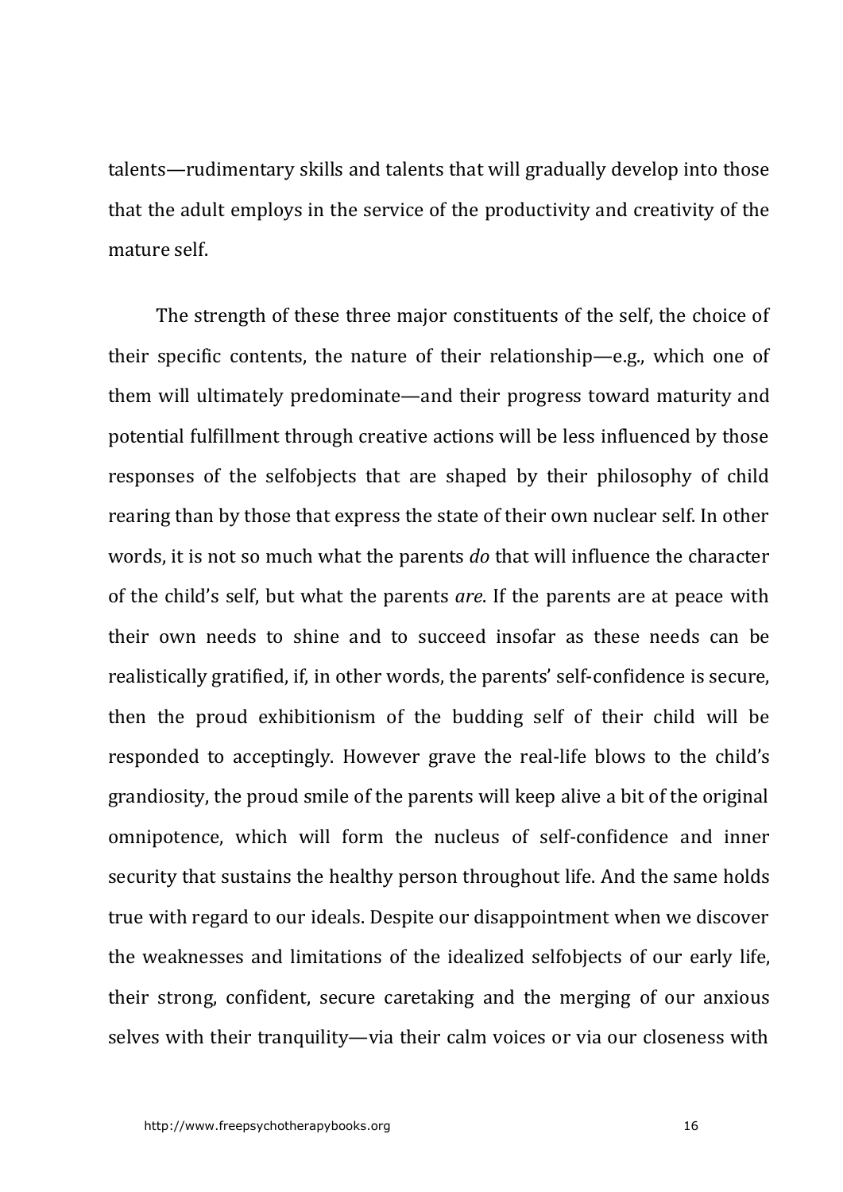talents—rudimentary skills and talents that will gradually develop into those that the adult employs in the service of the productivity and creativity of the mature self.

The strength of these three major constituents of the self, the choice of their specific contents, the nature of their relationship—e.g., which one of them will ultimately predominate—and their progress toward maturity and potential fulfillment through creative actions will be less influenced by those responses of the selfobjects that are shaped by their philosophy of child rearing than by those that express the state of their own nuclear self. In other words, it is not so much what the parents *do* that will influence the character of the child's self, but what the parents *are*. If the parents are at peace with their own needs to shine and to succeed insofar as these needs can be realistically gratified, if, in other words, the parents' self-confidence is secure, then the proud exhibitionism of the budding self of their child will be responded to acceptingly. However grave the real-life blows to the child's grandiosity, the proud smile of the parents will keep alive a bit of the original omnipotence, which will form the nucleus of self-confidence and inner security that sustains the healthy person throughout life. And the same holds true with regard to our ideals. Despite our disappointment when we discover the weaknesses and limitations of the idealized selfobjects of our early life, their strong, confident, secure caretaking and the merging of our anxious selves with their tranquility—via their calm voices or via our closeness with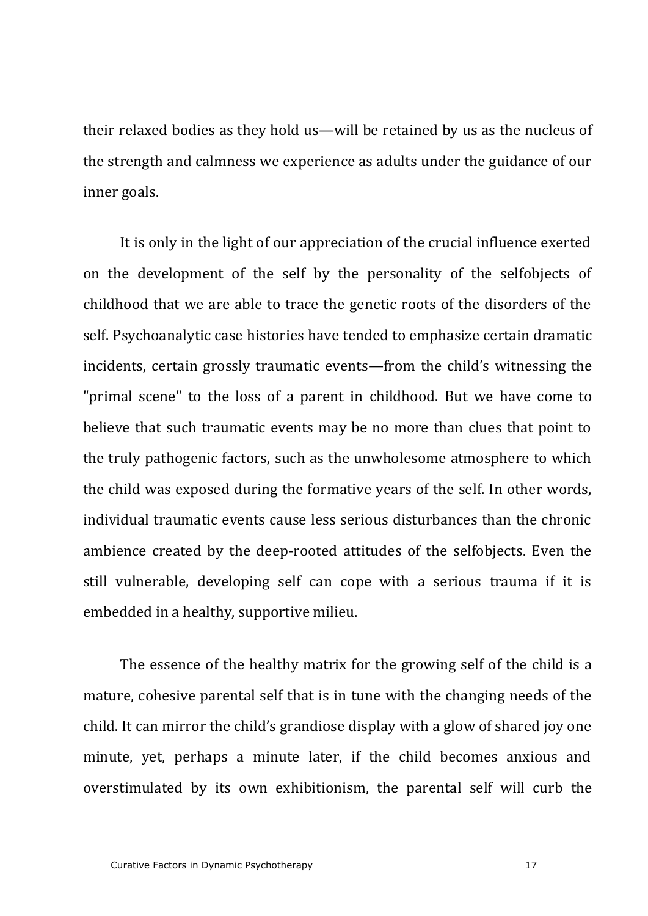their relaxed bodies as they hold us—will be retained by us as the nucleus of the strength and calmness we experience as adults under the guidance of our inner goals.

It is only in the light of our appreciation of the crucial influence exerted on the development of the self by the personality of the selfobjects of childhood that we are able to trace the genetic roots of the disorders of the self. Psychoanalytic case histories have tended to emphasize certain dramatic incidents, certain grossly traumatic events—from the child's witnessing the "primal scene" to the loss of a parent in childhood. But we have come to believe that such traumatic events may be no more than clues that point to the truly pathogenic factors, such as the unwholesome atmosphere to which the child was exposed during the formative years of the self. In other words, individual traumatic events cause less serious disturbances than the chronic ambience created by the deep-rooted attitudes of the selfobjects. Even the still vulnerable, developing self can cope with a serious trauma if it is embedded in a healthy, supportive milieu.

The essence of the healthy matrix for the growing self of the child is a mature, cohesive parental self that is in tune with the changing needs of the child. It can mirror the child's grandiose display with a glow of shared joy one minute, yet, perhaps a minute later, if the child becomes anxious and overstimulated by its own exhibitionism, the parental self will curb the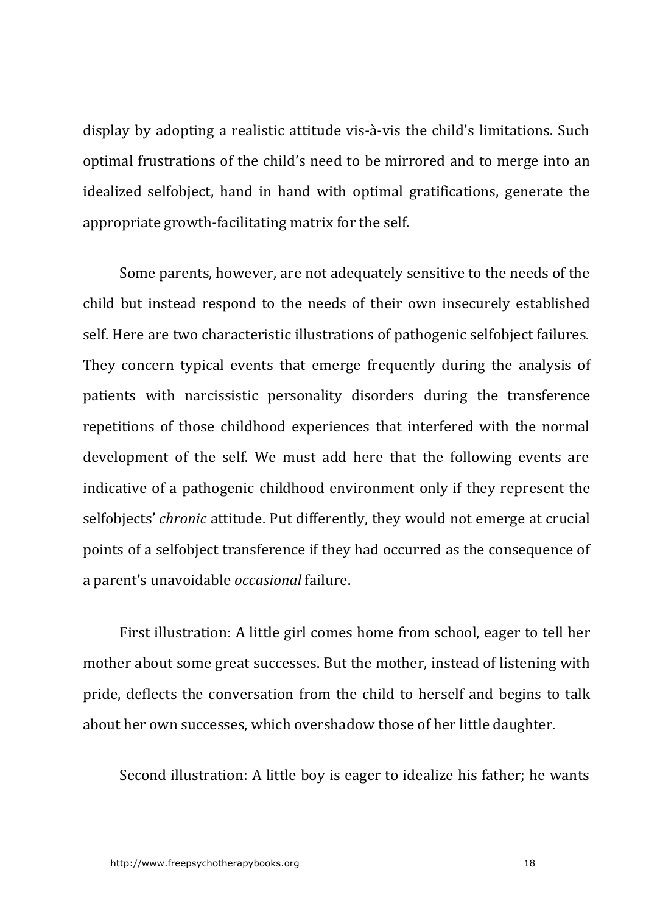display by adopting a realistic attitude vis-à-vis the child's limitations. Such optimal frustrations of the child's need to be mirrored and to merge into an idealized selfobject, hand in hand with optimal gratifications, generate the appropriate growth-facilitating matrix for the self.

Some parents, however, are not adequately sensitive to the needs of the child but instead respond to the needs of their own insecurely established self. Here are two characteristic illustrations of pathogenic selfobject failures. They concern typical events that emerge frequently during the analysis of patients with narcissistic personality disorders during the transference repetitions of those childhood experiences that interfered with the normal development of the self. We must add here that the following events are indicative of a pathogenic childhood environment only if they represent the selfobjects' *chronic* attitude. Put differently, they would not emerge at crucial points of a selfobject transference if they had occurred as the consequence of a parent's unavoidable *occasional* failure.

First illustration: A little girl comes home from school, eager to tell her mother about some great successes. But the mother, instead of listening with pride, deflects the conversation from the child to herself and begins to talk about her own successes, which overshadow those of her little daughter.

Second illustration: A little boy is eager to idealize his father; he wants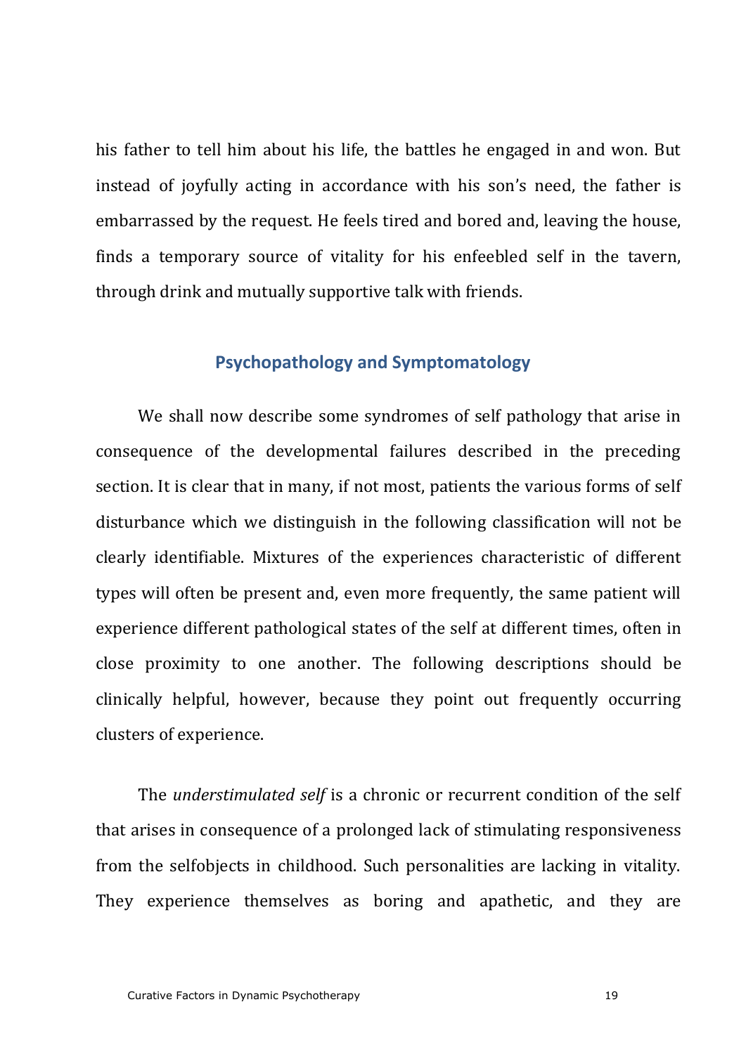his father to tell him about his life, the battles he engaged in and won. But instead of joyfully acting in accordance with his son's need, the father is embarrassed by the request. He feels tired and bored and, leaving the house, finds a temporary source of vitality for his enfeebled self in the tavern, through drink and mutually supportive talk with friends.

## Psychopathology and Symptomatology

We shall now describe some syndromes of self pathology that arise in consequence of the developmental failures described in the preceding section. It is clear that in many, if not most, patients the various forms of self disturbance which we distinguish in the following classification will not be clearly identifiable. Mixtures of the experiences characteristic of different types will often be present and, even more frequently, the same patient will experience different pathological states of the self at different times, often in close proximity to one another. The following descriptions should be clinically helpful, however, because they point out frequently occurring clusters of experience.

The *understimulated self* is a chronic or recurrent condition of the self that arises in consequence of a prolonged lack of stimulating responsiveness from the selfobjects in childhood. Such personalities are lacking in vitality. They experience themselves as boring and apathetic, and they are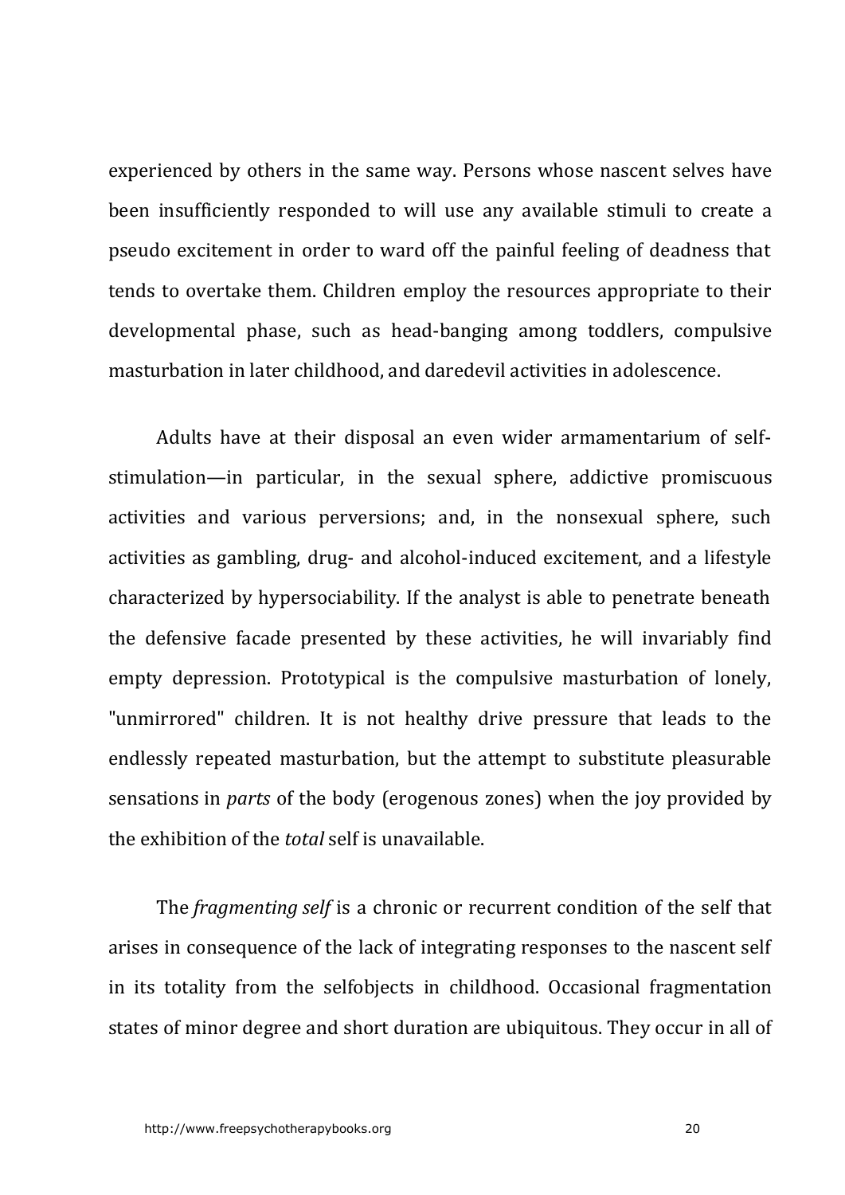experienced by others in the same way. Persons whose nascent selves have been insufficiently responded to will use any available stimuli to create a pseudo excitement in order to ward off the painful feeling of deadness that tends to overtake them. Children employ the resources appropriate to their developmental phase, such as head-banging among toddlers, compulsive masturbation in later childhood, and daredevil activities in adolescence.

Adults have at their disposal an even wider armamentarium of self-stimulation—in particular, in the sexual sphere, addictive promiscuous activities and various perversions; and, in the nonsexual sphere, such activities as gambling, drug- and alcohol-induced excitement, and a lifestyle characterized by hypersociability. If the analyst is able to penetrate beneath the defensive facade presented by these activities, he will invariably find empty depression. Prototypical is the compulsive masturbation of lonely, "unmirrored" children. It is not healthy drive pressure that leads to the endlessly repeated masturbation, but the attempt to substitute pleasurable sensations in *parts* of the body (erogenous zones) when the joy provided by the exhibition of the *total* self is unavailable.

The *fragmenting self* is a chronic or recurrent condition of the self that arises in consequence of the lack of integrating responses to the nascent self in its totality from the selfobjects in childhood. Occasional fragmentation states of minor degree and short duration are ubiquitous. They occur in all of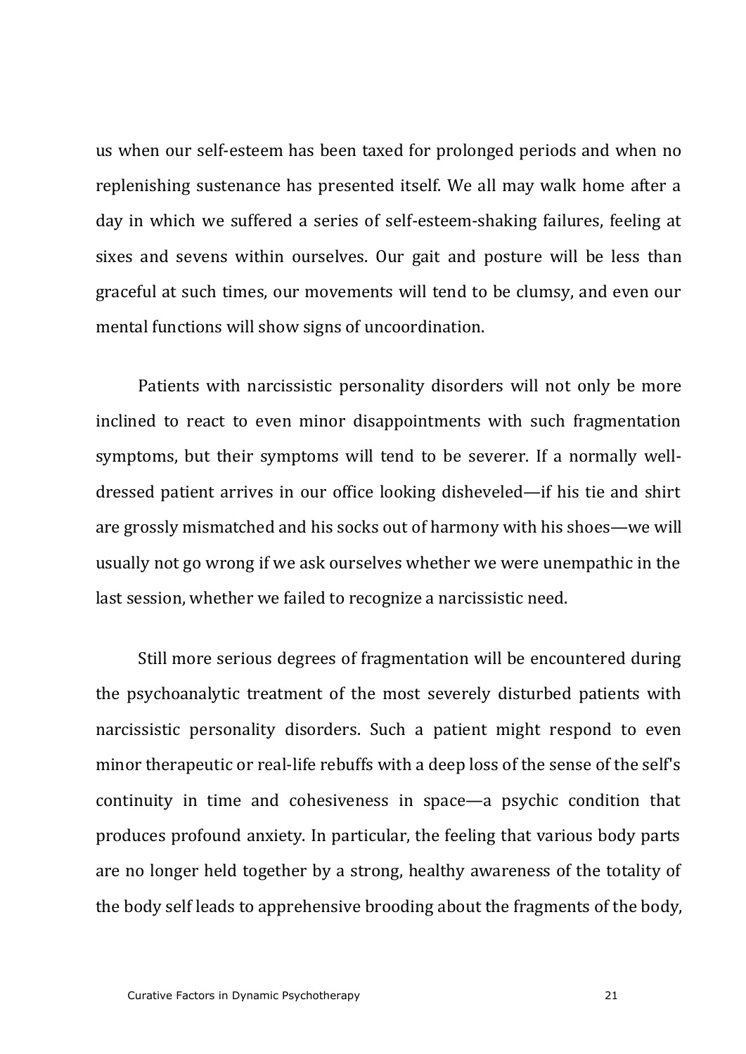us when our self-esteem has been taxed for prolonged periods and when no replenishing sustenance has presented itself. We all may walk home after a day in which we suffered a series of self-esteem-shaking failures, feeling at sixes and sevens within ourselves. Our gait and posture will be less than graceful at such times, our movements will tend to be clumsy, and even our mental functions will show signs of uncoordination.

Patients with narcissistic personality disorders will not only be more inclined to react to even minor disappointments with such fragmentation symptoms, but their symptoms will tend to be severer. If a normally well-dressed patient arrives in our office looking disheveled—if his tie and shirt are grossly mismatched and his socks out of harmony with his shoes—we will usually not go wrong if we ask ourselves whether we were unempathic in the last session, whether we failed to recognize a narcissistic need.

Still more serious degrees of fragmentation will be encountered during the psychoanalytic treatment of the most severely disturbed patients with narcissistic personality disorders. Such a patient might respond to even minor therapeutic or real-life rebuffs with a deep loss of the sense of the self's continuity in time and cohesiveness in space—a psychic condition that produces profound anxiety. In particular, the feeling that various body parts are no longer held together by a strong, healthy awareness of the totality of the body self leads to apprehensive brooding about the fragments of the body,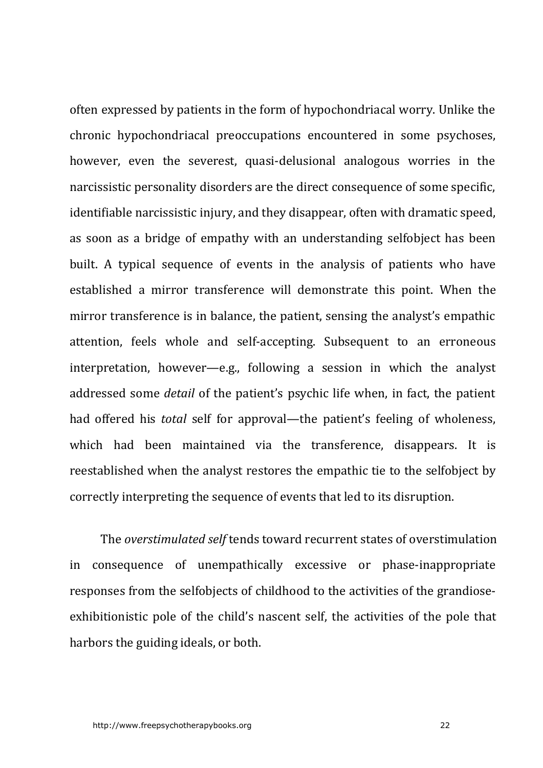often expressed by patients in the form of hypochondriacal worry. Unlike the chronic hypochondriacal preoccupations encountered in some psychoses, however, even the severest, quasi-delusional analogous worries in the narcissistic personality disorders are the direct consequence of some specific, identifiable narcissistic injury, and they disappear, often with dramatic speed, as soon as a bridge of empathy with an understanding selfobject has been built. A typical sequence of events in the analysis of patients who have established a mirror transference will demonstrate this point. When the mirror transference is in balance, the patient, sensing the analyst's empathic attention, feels whole and self-accepting. Subsequent to an erroneous interpretation, however—e.g., following a session in which the analyst addressed some *detail* of the patient's psychic life when, in fact, the patient had offered his *total* self for approval—the patient's feeling of wholeness, which had been maintained via the transference, disappears. It is reestablished when the analyst restores the empathic tie to the selfobject by correctly interpreting the sequence of events that led to its disruption.

The *overstimulated self* tends toward recurrent states of overstimulation in consequence of unempathically excessive or phase-inappropriate responses from the selfobjects of childhood to the activities of the grandiose-exhibitionistic pole of the child's nascent self, the activities of the pole that harbors the guiding ideals, or both.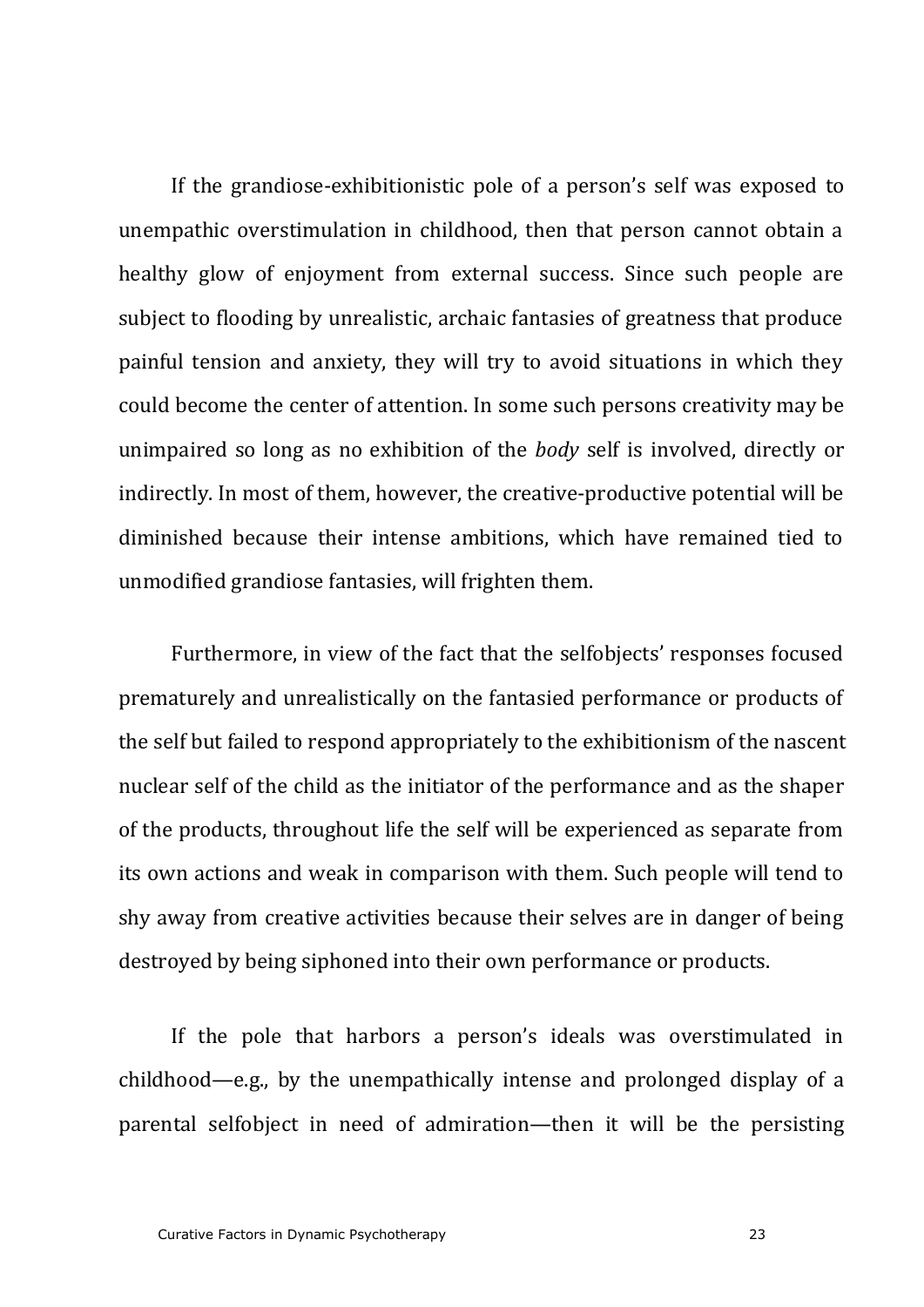If the grandiose-exhibitionistic pole of a person's self was exposed to unempathic overstimulation in childhood, then that person cannot obtain a healthy glow of enjoyment from external success. Since such people are subject to flooding by unrealistic, archaic fantasies of greatness that produce painful tension and anxiety, they will try to avoid situations in which they could become the center of attention. In some such persons creativity may be unimpaired so long as no exhibition of the *body* self is involved, directly or indirectly. In most of them, however, the creative-productive potential will be diminished because their intense ambitions, which have remained tied to unmodified grandiose fantasies, will frighten them.

Furthermore, in view of the fact that the selfobjects' responses focused prematurely and unrealistically on the fantasied performance or products of the self but failed to respond appropriately to the exhibitionism of the nascent nuclear self of the child as the initiator of the performance and as the shaper of the products, throughout life the self will be experienced as separate from its own actions and weak in comparison with them. Such people will tend to shy away from creative activities because their selves are in danger of being destroyed by being siphoned into their own performance or products.

If the pole that harbors a person's ideals was overstimulated in childhood—e.g., by the unempathically intense and prolonged display of a parental selfobject in need of admiration—then it will be the persisting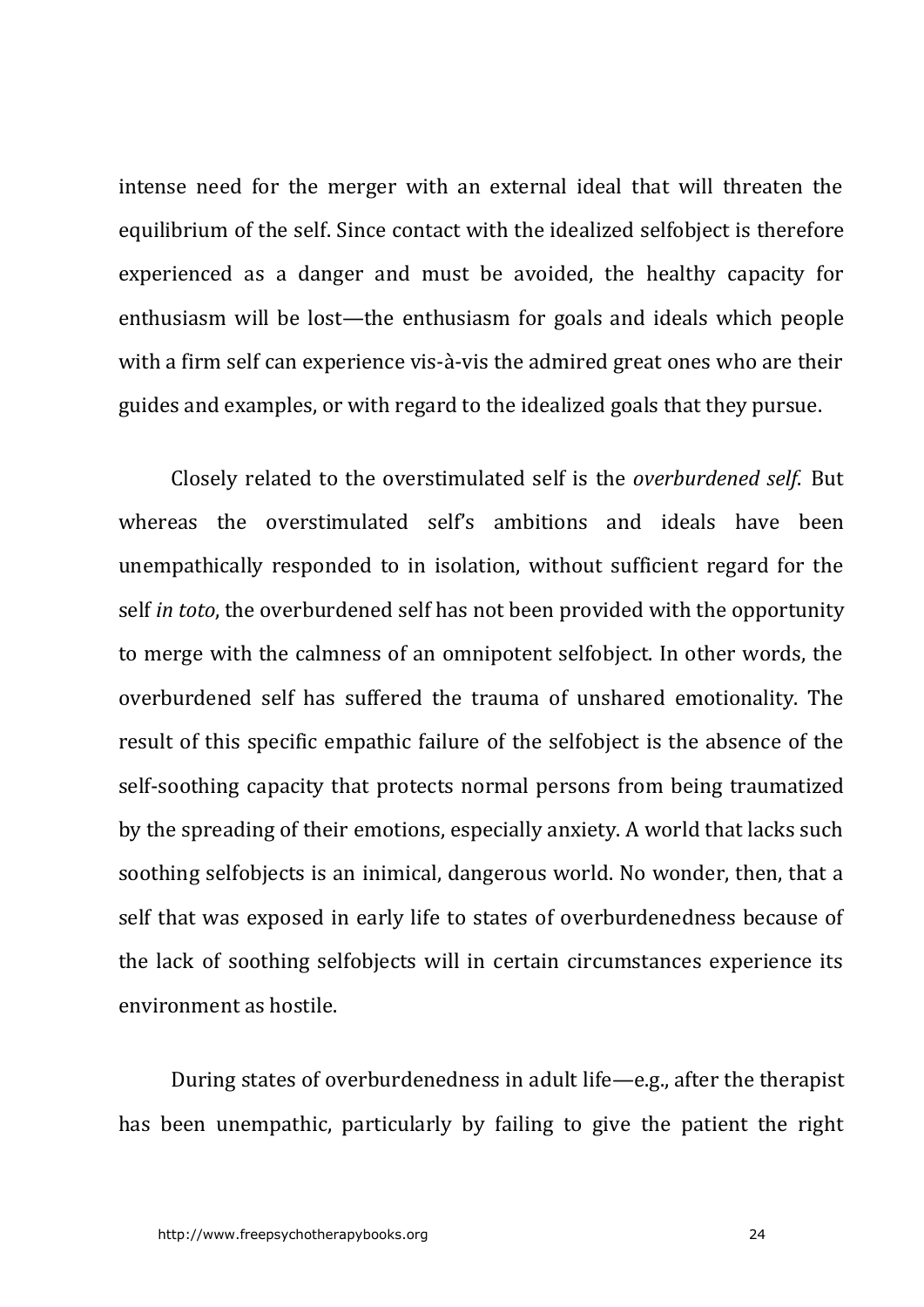intense need for the merger with an external ideal that will threaten the equilibrium of the self. Since contact with the idealized selfobject is therefore experienced as a danger and must be avoided, the healthy capacity for enthusiasm will be lost—the enthusiasm for goals and ideals which people with a firm self can experience vis-à-vis the admired great ones who are their guides and examples, or with regard to the idealized goals that they pursue.

Closely related to the overstimulated self is the *overburdened self.* But whereas the overstimulated self's ambitions and ideals have been unempathically responded to in isolation, without sufficient regard for the self *in toto*, the overburdened self has not been provided with the opportunity to merge with the calmness of an omnipotent selfobject. In other words, the overburdened self has suffered the trauma of unshared emotionality. The result of this specific empathic failure of the selfobject is the absence of the self-soothing capacity that protects normal persons from being traumatized by the spreading of their emotions, especially anxiety. A world that lacks such soothing selfobjects is an inimical, dangerous world. No wonder, then, that a self that was exposed in early life to states of overburdenedness because of the lack of soothing selfobjects will in certain circumstances experience its environment as hostile.

During states of overburdenedness in adult life—e.g., after the therapist has been unempathic, particularly by failing to give the patient the right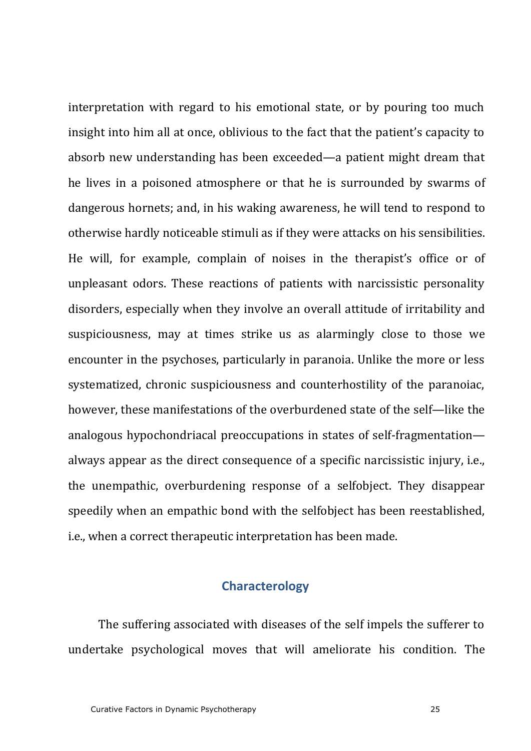interpretation with regard to his emotional state, or by pouring too much insight into him all at once, oblivious to the fact that the patient's capacity to absorb new understanding has been exceeded—a patient might dream that he lives in a poisoned atmosphere or that he is surrounded by swarms of dangerous hornets; and, in his waking awareness, he will tend to respond to otherwise hardly noticeable stimuli as if they were attacks on his sensibilities. He will, for example, complain of noises in the therapist's office or of unpleasant odors. These reactions of patients with narcissistic personality disorders, especially when they involve an overall attitude of irritability and suspiciousness, may at times strike us as alarmingly close to those we encounter in the psychoses, particularly in paranoia. Unlike the more or less systematized, chronic suspiciousness and counterhostility of the paranoiac, however, these manifestations of the overburdened state of the self—like the analogous hypochondriacal preoccupations in states of self-fragmentation—always appear as the direct consequence of a specific narcissistic injury, i.e., the unempathic, overburdening response of a selfobject. They disappear speedily when an empathic bond with the selfobject has been reestablished, i.e., when a correct therapeutic interpretation has been made.

## Characterology

The suffering associated with diseases of the self impels the sufferer to undertake psychological moves that will ameliorate his condition. The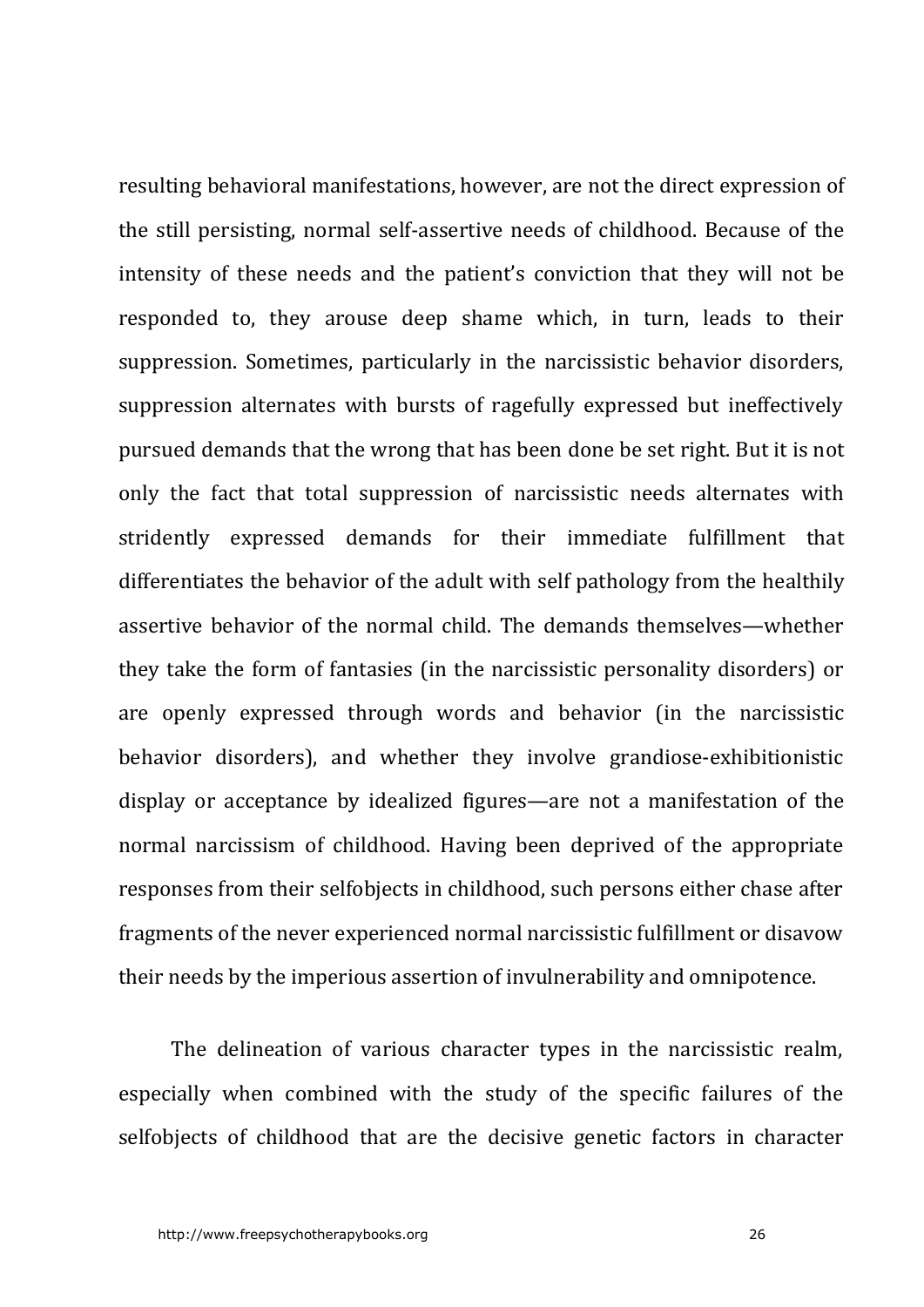resulting behavioral manifestations, however, are not the direct expression of the still persisting, normal self-assertive needs of childhood. Because of the intensity of these needs and the patient's conviction that they will not be responded to, they arouse deep shame which, in turn, leads to their suppression. Sometimes, particularly in the narcissistic behavior disorders, suppression alternates with bursts of ragefully expressed but ineffectively pursued demands that the wrong that has been done be set right. But it is not only the fact that total suppression of narcissistic needs alternates with stridently expressed demands for their immediate fulfillment that differentiates the behavior of the adult with self pathology from the healthily assertive behavior of the normal child. The demands themselves—whether they take the form of fantasies (in the narcissistic personality disorders) or are openly expressed through words and behavior (in the narcissistic behavior disorders), and whether they involve grandiose-exhibitionistic display or acceptance by idealized figures—are not a manifestation of the normal narcissism of childhood. Having been deprived of the appropriate responses from their selfobjects in childhood, such persons either chase after fragments of the never experienced normal narcissistic fulfillment or disavow their needs by the imperious assertion of invulnerability and omnipotence.

The delineation of various character types in the narcissistic realm, especially when combined with the study of the specific failures of the selfobjects of childhood that are the decisive genetic factors in character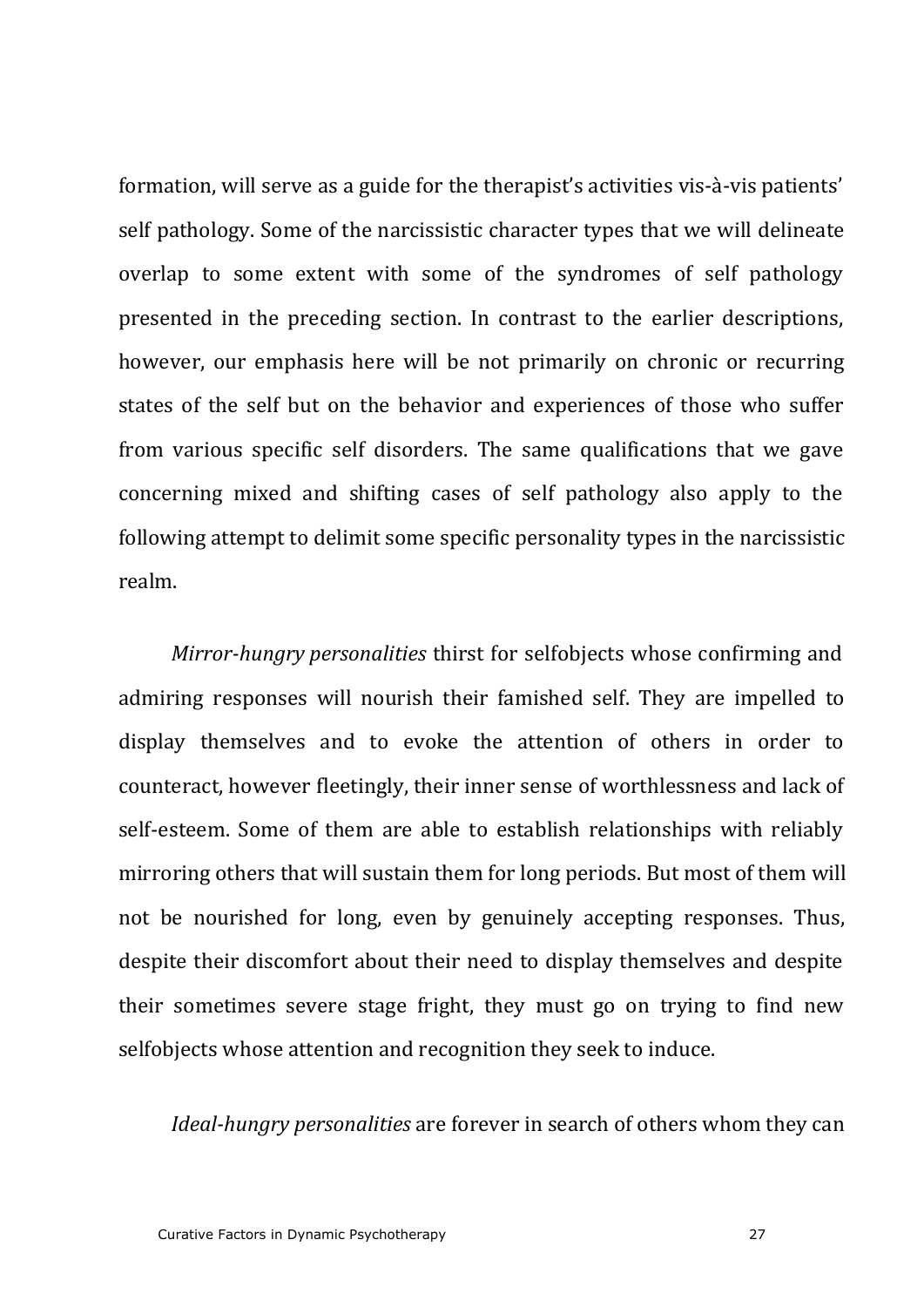formation, will serve as a guide for the therapist's activities vis-à-vis patients' self pathology. Some of the narcissistic character types that we will delineate overlap to some extent with some of the syndromes of self pathology presented in the preceding section. In contrast to the earlier descriptions, however, our emphasis here will be not primarily on chronic or recurring states of the self but on the behavior and experiences of those who suffer from various specific self disorders. The same qualifications that we gave concerning mixed and shifting cases of self pathology also apply to the following attempt to delimit some specific personality types in the narcissistic realm.

*Mirror-hungry personalities* thirst for selfobjects whose confirming and admiring responses will nourish their famished self. They are impelled to display themselves and to evoke the attention of others in order to counteract, however fleetingly, their inner sense of worthlessness and lack of self-esteem. Some of them are able to establish relationships with reliably mirroring others that will sustain them for long periods. But most of them will not be nourished for long, even by genuinely accepting responses. Thus, despite their discomfort about their need to display themselves and despite their sometimes severe stage fright, they must go on trying to find new selfobjects whose attention and recognition they seek to induce.

*Ideal-hungry personalities* are forever in search of others whom they can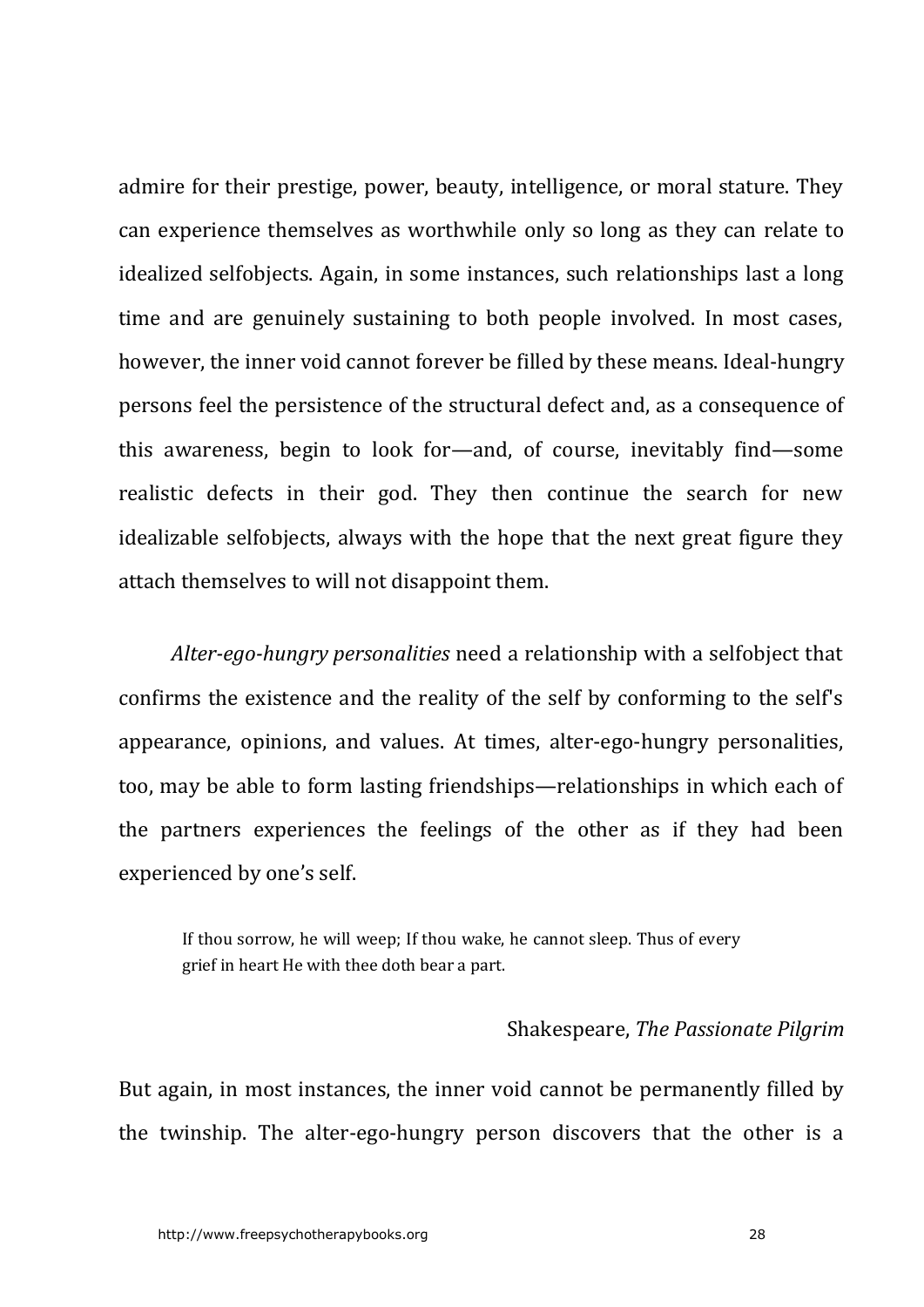admire for their prestige, power, beauty, intelligence, or moral stature. They can experience themselves as worthwhile only so long as they can relate to idealized selfobjects. Again, in some instances, such relationships last a long time and are genuinely sustaining to both people involved. In most cases, however, the inner void cannot forever be filled by these means. Ideal-hungry persons feel the persistence of the structural defect and, as a consequence of this awareness, begin to look for—and, of course, inevitably find—some realistic defects in their god. They then continue the search for new idealizable selfobjects, always with the hope that the next great figure they attach themselves to will not disappoint them.

*Alter-ego-hungry personalities* need a relationship with a selfobject that confirms the existence and the reality of the self by conforming to the self's appearance, opinions, and values. At times, alter-ego-hungry personalities, too, may be able to form lasting friendships—relationships in which each of the partners experiences the feelings of the other as if they had been experienced by one's self.

> If thou sorrow, he will weep; If thou wake, he cannot sleep. Thus of every grief in heart He with thee doth bear a part.
>
> Shakespeare, *The Passionate Pilgrim*

But again, in most instances, the inner void cannot be permanently filled by the twinship. The alter-ego-hungry person discovers that the other is a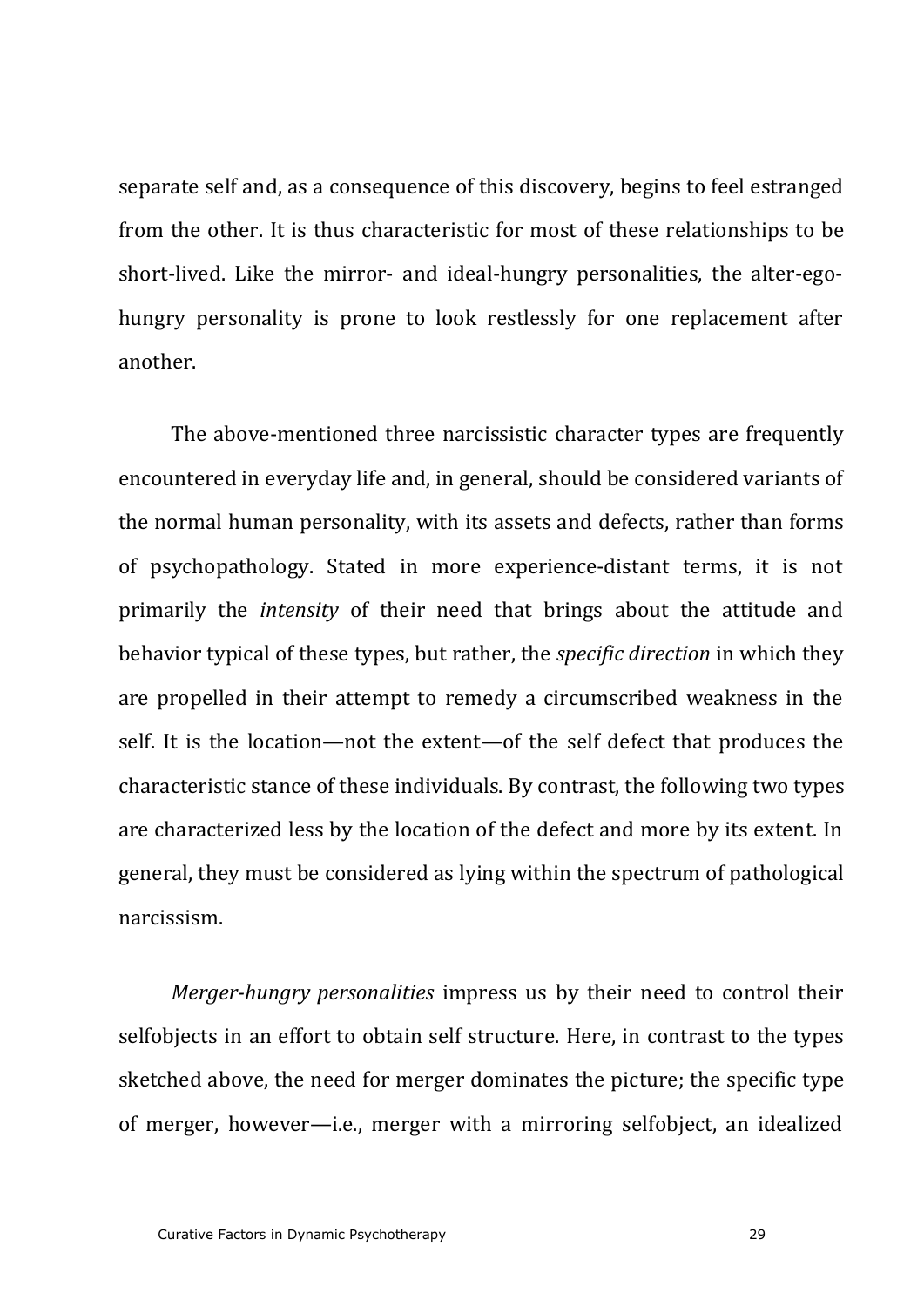separate self and, as a consequence of this discovery, begins to feel estranged from the other. It is thus characteristic for most of these relationships to be short-lived. Like the mirror- and ideal-hungry personalities, the alter-ego-hungry personality is prone to look restlessly for one replacement after another.

The above-mentioned three narcissistic character types are frequently encountered in everyday life and, in general, should be considered variants of the normal human personality, with its assets and defects, rather than forms of psychopathology. Stated in more experience-distant terms, it is not primarily the *intensity* of their need that brings about the attitude and behavior typical of these types, but rather, the *specific direction* in which they are propelled in their attempt to remedy a circumscribed weakness in the self. It is the location—not the extent—of the self defect that produces the characteristic stance of these individuals. By contrast, the following two types are characterized less by the location of the defect and more by its extent. In general, they must be considered as lying within the spectrum of pathological narcissism.

*Merger-hungry personalities* impress us by their need to control their selfobjects in an effort to obtain self structure. Here, in contrast to the types sketched above, the need for merger dominates the picture; the specific type of merger, however—i.e., merger with a mirroring selfobject, an idealized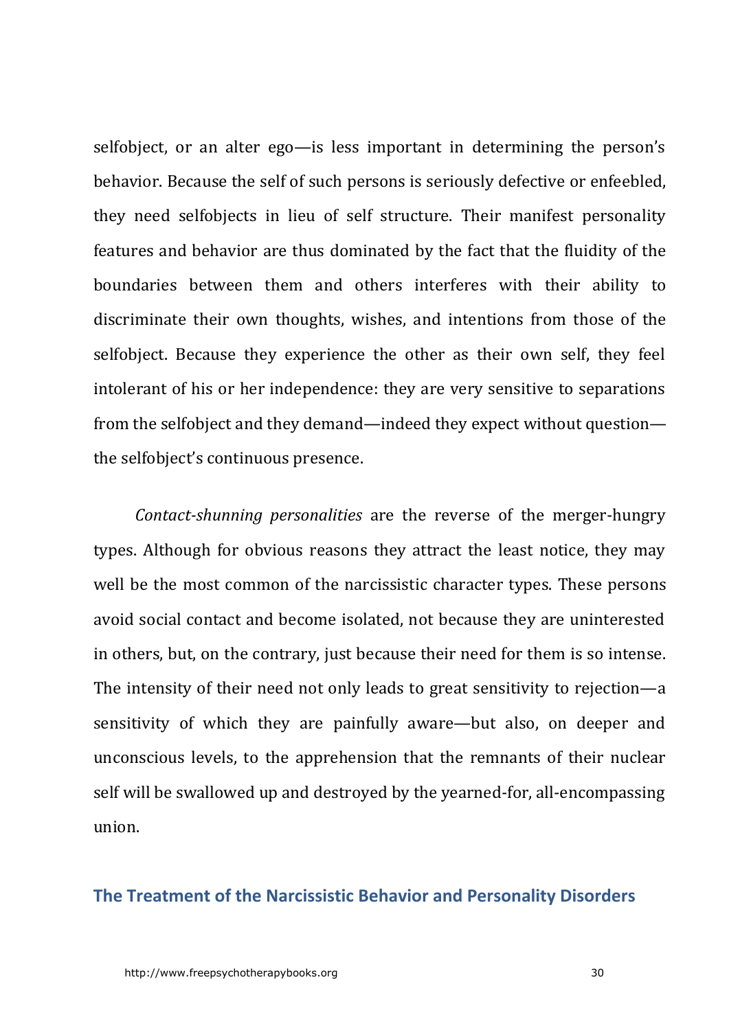selfobject, or an alter ego—is less important in determining the person's behavior. Because the self of such persons is seriously defective or enfeebled, they need selfobjects in lieu of self structure. Their manifest personality features and behavior are thus dominated by the fact that the fluidity of the boundaries between them and others interferes with their ability to discriminate their own thoughts, wishes, and intentions from those of the selfobject. Because they experience the other as their own self, they feel intolerant of his or her independence: they are very sensitive to separations from the selfobject and they demand—indeed they expect without question—the selfobject's continuous presence.

*Contact-shunning personalities* are the reverse of the merger-hungry types. Although for obvious reasons they attract the least notice, they may well be the most common of the narcissistic character types. These persons avoid social contact and become isolated, not because they are uninterested in others, but, on the contrary, just because their need for them is so intense. The intensity of their need not only leads to great sensitivity to rejection—a sensitivity of which they are painfully aware—but also, on deeper and unconscious levels, to the apprehension that the remnants of their nuclear self will be swallowed up and destroyed by the yearned-for, all-encompassing union.

## The Treatment of the Narcissistic Behavior and Personality Disorders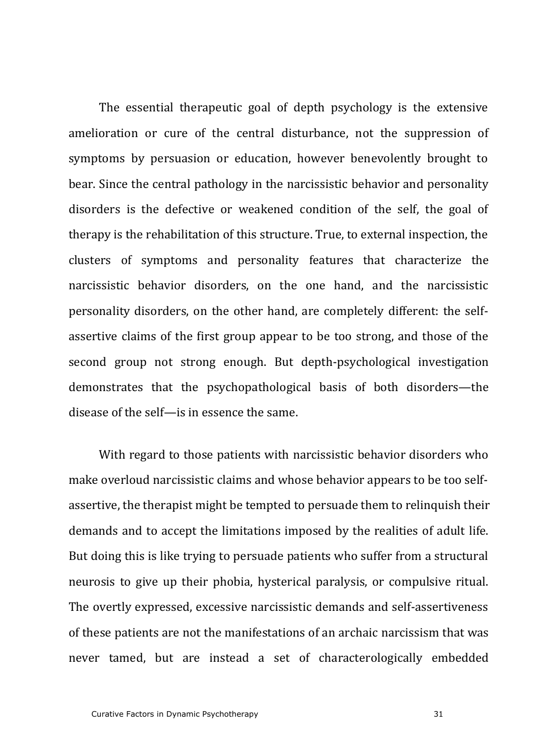The essential therapeutic goal of depth psychology is the extensive amelioration or cure of the central disturbance, not the suppression of symptoms by persuasion or education, however benevolently brought to bear. Since the central pathology in the narcissistic behavior and personality disorders is the defective or weakened condition of the self, the goal of therapy is the rehabilitation of this structure. True, to external inspection, the clusters of symptoms and personality features that characterize the narcissistic behavior disorders, on the one hand, and the narcissistic personality disorders, on the other hand, are completely different: the self-assertive claims of the first group appear to be too strong, and those of the second group not strong enough. But depth-psychological investigation demonstrates that the psychopathological basis of both disorders—the disease of the self—is in essence the same.

With regard to those patients with narcissistic behavior disorders who make overloud narcissistic claims and whose behavior appears to be too self-assertive, the therapist might be tempted to persuade them to relinquish their demands and to accept the limitations imposed by the realities of adult life. But doing this is like trying to persuade patients who suffer from a structural neurosis to give up their phobia, hysterical paralysis, or compulsive ritual. The overtly expressed, excessive narcissistic demands and self-assertiveness of these patients are not the manifestations of an archaic narcissism that was never tamed, but are instead a set of characterologically embedded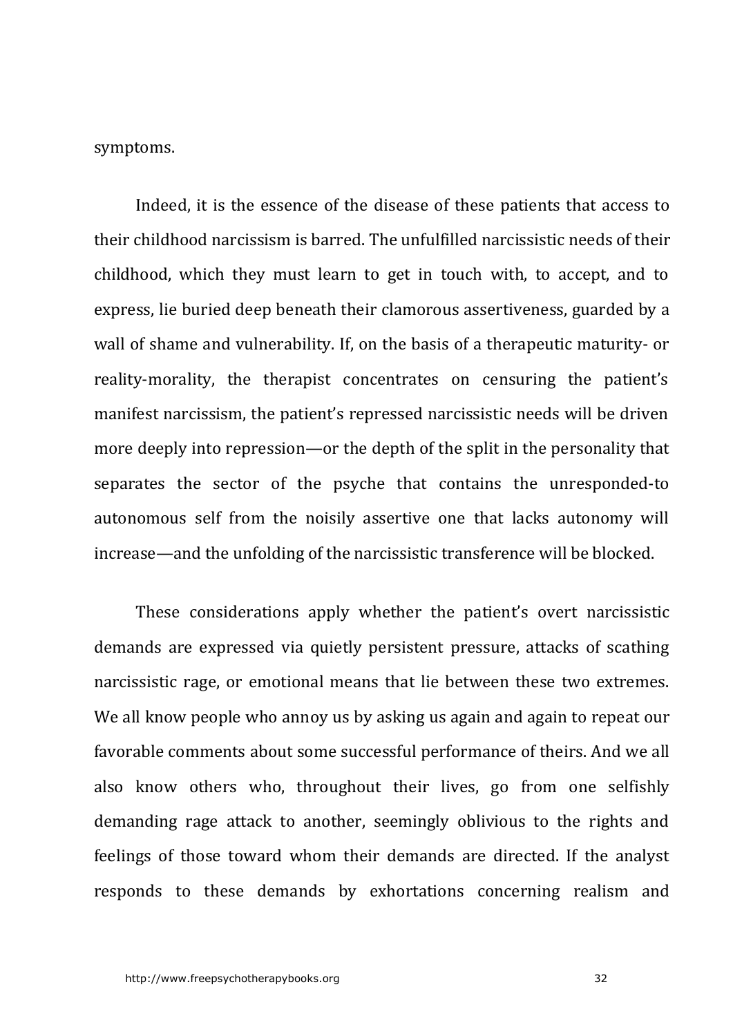symptoms.

Indeed, it is the essence of the disease of these patients that access to their childhood narcissism is barred. The unfulfilled narcissistic needs of their childhood, which they must learn to get in touch with, to accept, and to express, lie buried deep beneath their clamorous assertiveness, guarded by a wall of shame and vulnerability. If, on the basis of a therapeutic maturity- or reality-morality, the therapist concentrates on censuring the patient's manifest narcissism, the patient's repressed narcissistic needs will be driven more deeply into repression—or the depth of the split in the personality that separates the sector of the psyche that contains the unresponded-to autonomous self from the noisily assertive one that lacks autonomy will increase—and the unfolding of the narcissistic transference will be blocked.

These considerations apply whether the patient's overt narcissistic demands are expressed via quietly persistent pressure, attacks of scathing narcissistic rage, or emotional means that lie between these two extremes. We all know people who annoy us by asking us again and again to repeat our favorable comments about some successful performance of theirs. And we all also know others who, throughout their lives, go from one selfishly demanding rage attack to another, seemingly oblivious to the rights and feelings of those toward whom their demands are directed. If the analyst responds to these demands by exhortations concerning realism and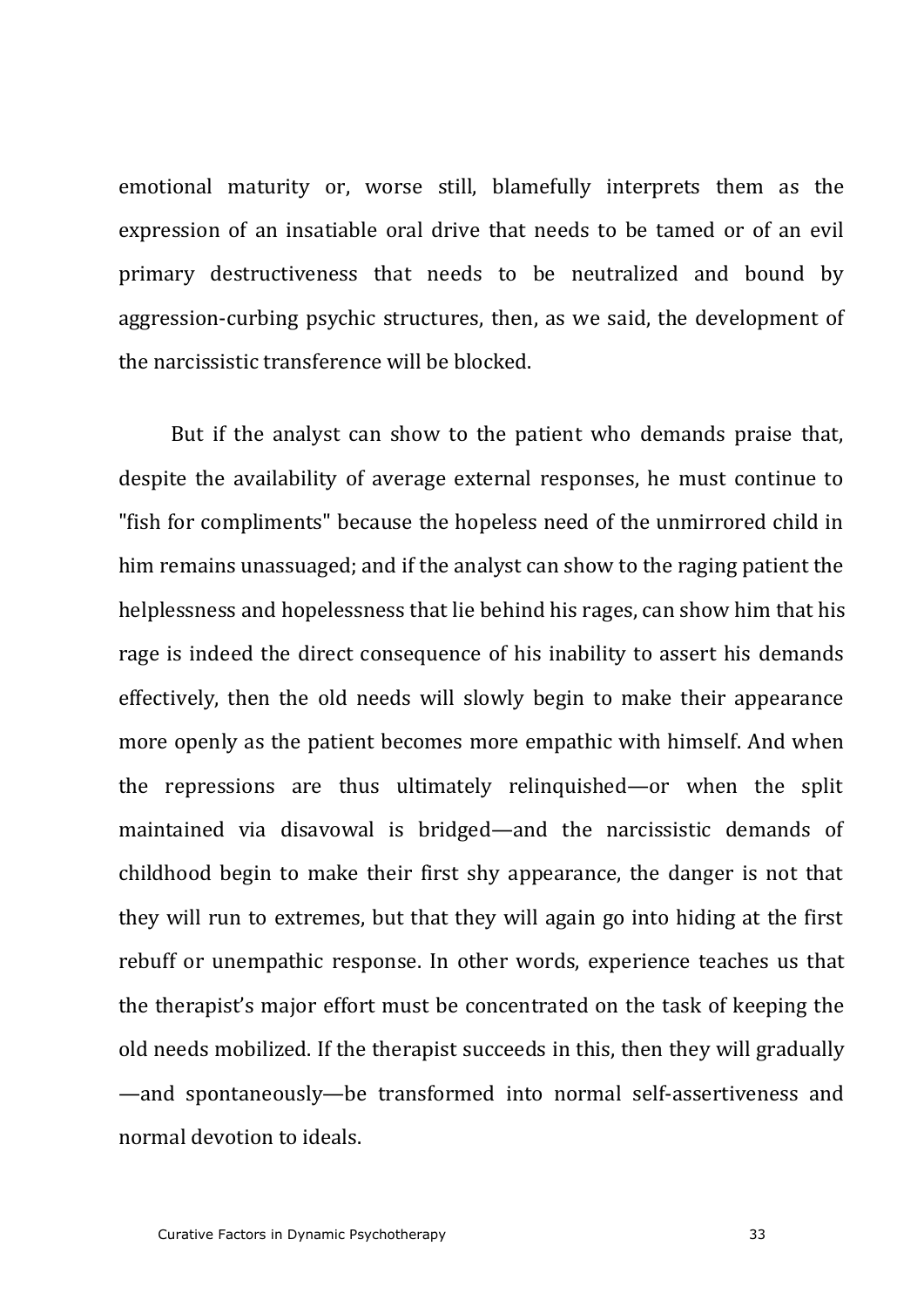emotional maturity or, worse still, blamefully interprets them as the expression of an insatiable oral drive that needs to be tamed or of an evil primary destructiveness that needs to be neutralized and bound by aggression-curbing psychic structures, then, as we said, the development of the narcissistic transference will be blocked.

But if the analyst can show to the patient who demands praise that, despite the availability of average external responses, he must continue to "fish for compliments" because the hopeless need of the unmirrored child in him remains unassuaged; and if the analyst can show to the raging patient the helplessness and hopelessness that lie behind his rages, can show him that his rage is indeed the direct consequence of his inability to assert his demands effectively, then the old needs will slowly begin to make their appearance more openly as the patient becomes more empathic with himself. And when the repressions are thus ultimately relinquished—or when the split maintained via disavowal is bridged—and the narcissistic demands of childhood begin to make their first shy appearance, the danger is not that they will run to extremes, but that they will again go into hiding at the first rebuff or unempathic response. In other words, experience teaches us that the therapist's major effort must be concentrated on the task of keeping the old needs mobilized. If the therapist succeeds in this, then they will gradually—and spontaneously—be transformed into normal self-assertiveness and normal devotion to ideals.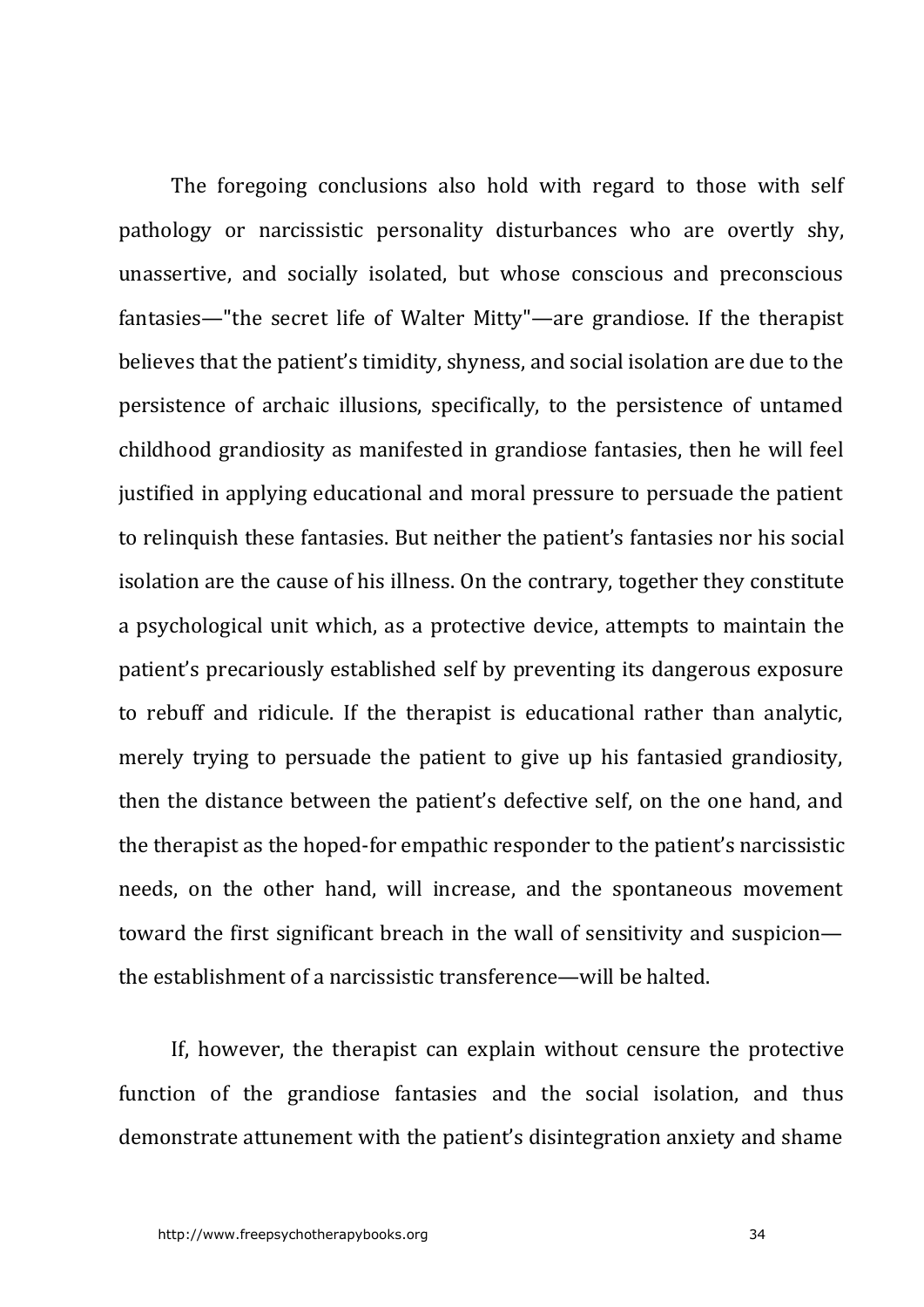The foregoing conclusions also hold with regard to those with self pathology or narcissistic personality disturbances who are overtly shy, unassertive, and socially isolated, but whose conscious and preconscious fantasies—"the secret life of Walter Mitty"—are grandiose. If the therapist believes that the patient's timidity, shyness, and social isolation are due to the persistence of archaic illusions, specifically, to the persistence of untamed childhood grandiosity as manifested in grandiose fantasies, then he will feel justified in applying educational and moral pressure to persuade the patient to relinquish these fantasies. But neither the patient's fantasies nor his social isolation are the cause of his illness. On the contrary, together they constitute a psychological unit which, as a protective device, attempts to maintain the patient's precariously established self by preventing its dangerous exposure to rebuff and ridicule. If the therapist is educational rather than analytic, merely trying to persuade the patient to give up his fantasied grandiosity, then the distance between the patient's defective self, on the one hand, and the therapist as the hoped-for empathic responder to the patient's narcissistic needs, on the other hand, will increase, and the spontaneous movement toward the first significant breach in the wall of sensitivity and suspicion—the establishment of a narcissistic transference—will be halted.

If, however, the therapist can explain without censure the protective function of the grandiose fantasies and the social isolation, and thus demonstrate attunement with the patient's disintegration anxiety and shame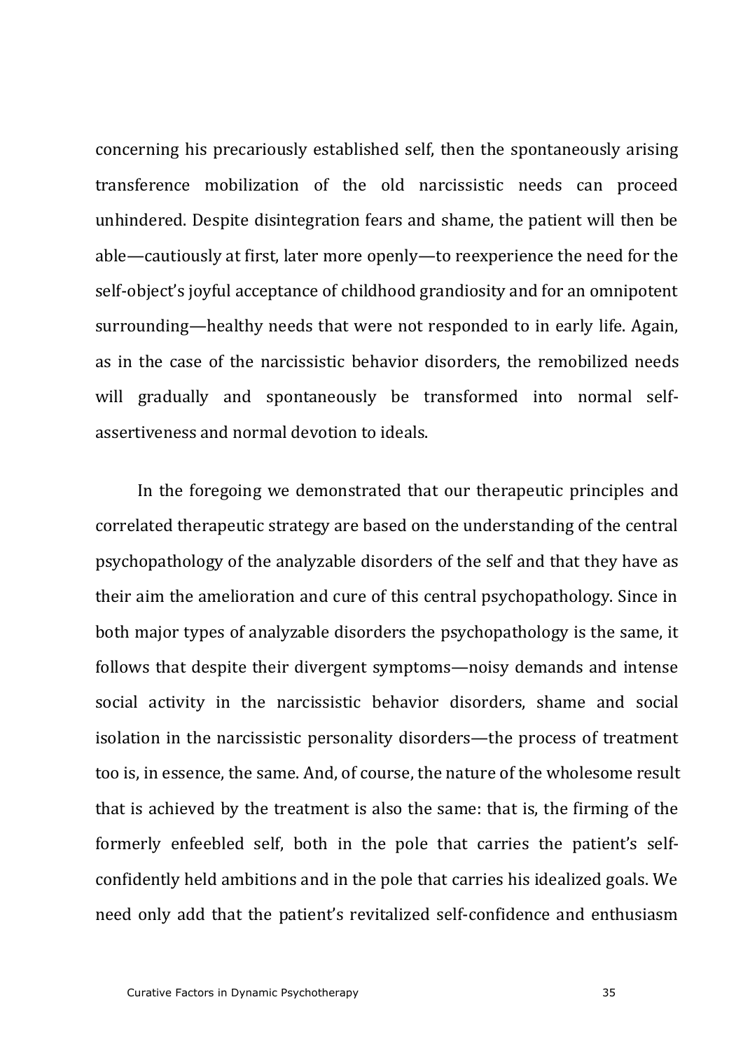concerning his precariously established self, then the spontaneously arising transference mobilization of the old narcissistic needs can proceed unhindered. Despite disintegration fears and shame, the patient will then be able—cautiously at first, later more openly—to reexperience the need for the self-object's joyful acceptance of childhood grandiosity and for an omnipotent surrounding—healthy needs that were not responded to in early life. Again, as in the case of the narcissistic behavior disorders, the remobilized needs will gradually and spontaneously be transformed into normal self-assertiveness and normal devotion to ideals.

In the foregoing we demonstrated that our therapeutic principles and correlated therapeutic strategy are based on the understanding of the central psychopathology of the analyzable disorders of the self and that they have as their aim the amelioration and cure of this central psychopathology. Since in both major types of analyzable disorders the psychopathology is the same, it follows that despite their divergent symptoms—noisy demands and intense social activity in the narcissistic behavior disorders, shame and social isolation in the narcissistic personality disorders—the process of treatment too is, in essence, the same. And, of course, the nature of the wholesome result that is achieved by the treatment is also the same: that is, the firming of the formerly enfeebled self, both in the pole that carries the patient's self-confidently held ambitions and in the pole that carries his idealized goals. We need only add that the patient's revitalized self-confidence and enthusiasm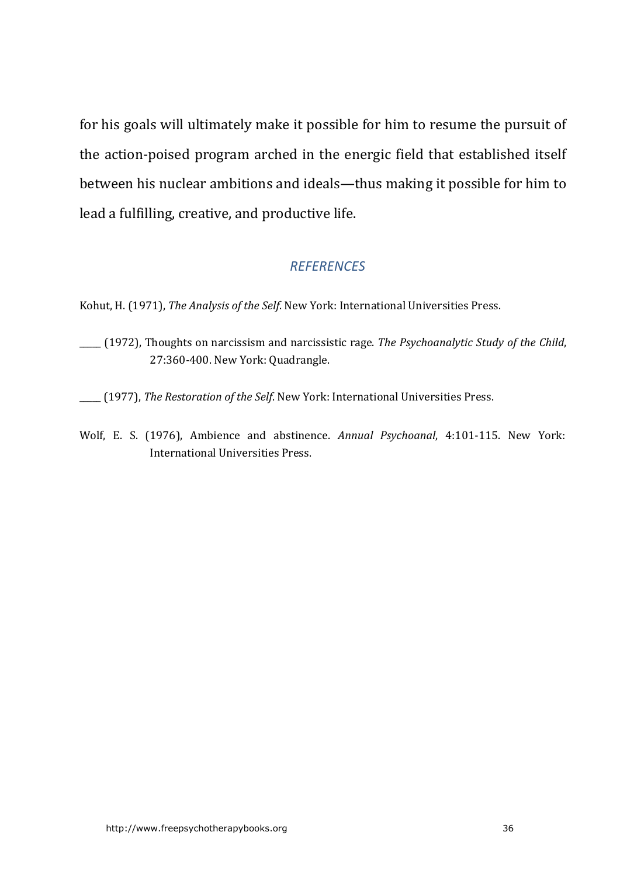for his goals will ultimately make it possible for him to resume the pursuit of the action-poised program arched in the energic field that established itself between his nuclear ambitions and ideals—thus making it possible for him to lead a fulfilling, creative, and productive life.

## *REFERENCES*

Kohut, H. (1971), *The Analysis of the Self*. New York: International Universities Press.

_____ (1972), Thoughts on narcissism and narcissistic rage. *The Psychoanalytic Study of the Child*, 27:360-400. New York: Quadrangle.

_____ (1977), *The Restoration of the Self*. New York: International Universities Press.

Wolf, E. S. (1976), Ambience and abstinence. *Annual Psychoanal*, 4:101-115. New York: International Universities Press.